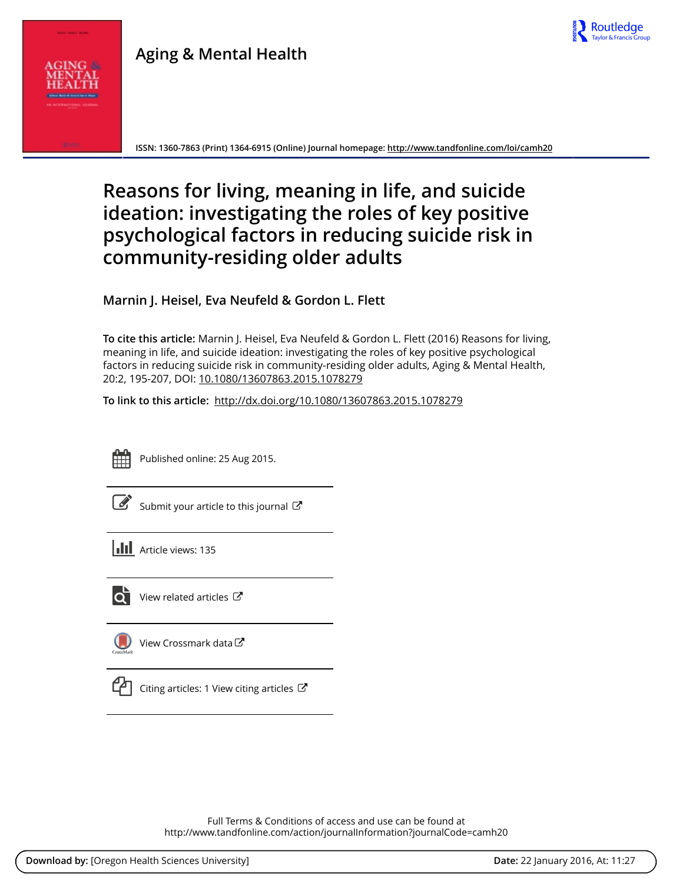Aging & Mental Health

ISSN: 1360-7863 (Print) 1364-6915 (Online) Journal homepage: http://www.tandfonline.com/loi/camh20

# Reasons for living, meaning in life, and suicide ideation: investigating the roles of key positive psychological factors in reducing suicide risk in community-residing older adults

**Marnin J. Heisel, Eva Neufeld & Gordon L. Flett**

**To cite this article:** Marnin J. Heisel, Eva Neufeld & Gordon L. Flett (2016) Reasons for living, meaning in life, and suicide ideation: investigating the roles of key positive psychological factors in reducing suicide risk in community-residing older adults, Aging & Mental Health, 20:2, 195-207, DOI: 10.1080/13607863.2015.1078279

**To link to this article:** http://dx.doi.org/10.1080/13607863.2015.1078279

Published online: 25 Aug 2015.

Submit your article to this journal

Article views: 135

View related articles

View Crossmark data

Citing articles: 1 View citing articles

Full Terms & Conditions of access and use can be found at
http://www.tandfonline.com/action/journalInformation?journalCode=camh20

**Download by:** [Oregon Health Sciences University] **Date:** 22 January 2016, At: 11:27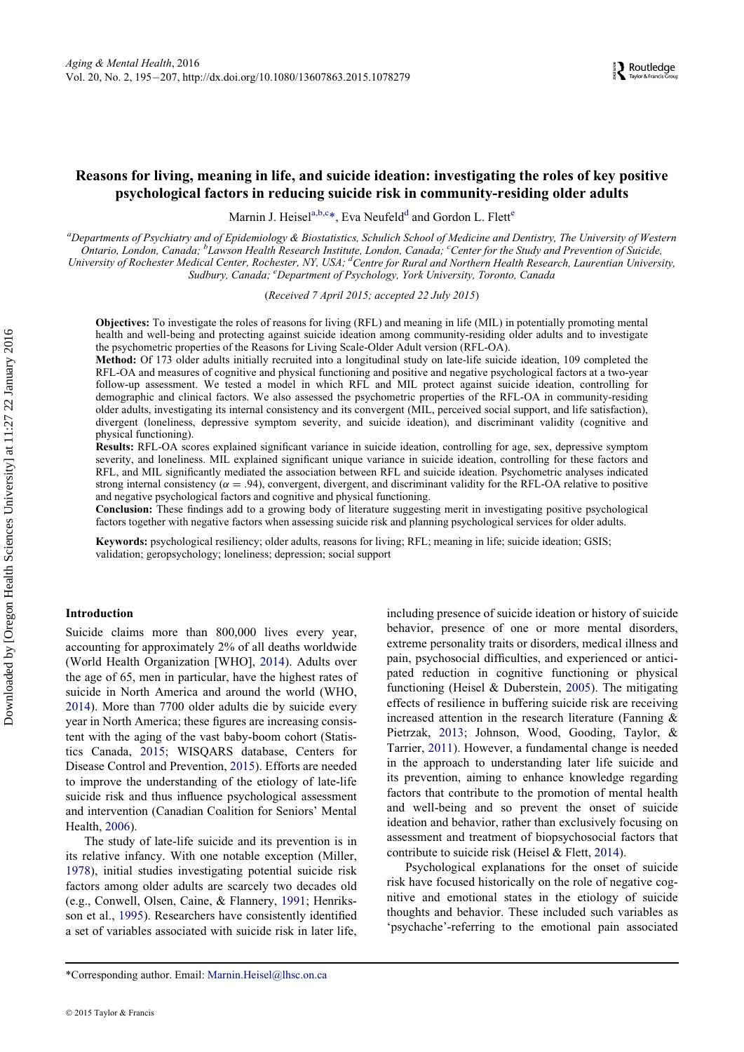# Reasons for living, meaning in life, and suicide ideation: investigating the roles of key positive psychological factors in reducing suicide risk in community-residing older adults

Marnin J. Heisel[a,b,c]*, Eva Neufeld[d] and Gordon L. Flett[e]

[a]Departments of Psychiatry and of Epidemiology & Biostatistics, Schulich School of Medicine and Dentistry, The University of Western Ontario, London, Canada; [b]Lawson Health Research Institute, London, Canada; [c]Center for the Study and Prevention of Suicide, University of Rochester Medical Center, Rochester, NY, USA; [d]Centre for Rural and Northern Health Research, Laurentian University, Sudbury, Canada; [e]Department of Psychology, York University, Toronto, Canada

(*Received 7 April 2015; accepted 22 July 2015*)

**Objectives:** To investigate the roles of reasons for living (RFL) and meaning in life (MIL) in potentially promoting mental health and well-being and protecting against suicide ideation among community-residing older adults and to investigate the psychometric properties of the Reasons for Living Scale-Older Adult version (RFL-OA).

**Method:** Of 173 older adults initially recruited into a longitudinal study on late-life suicide ideation, 109 completed the RFL-OA and measures of cognitive and physical functioning and positive and negative psychological factors at a two-year follow-up assessment. We tested a model in which RFL and MIL protect against suicide ideation, controlling for demographic and clinical factors. We also assessed the psychometric properties of the RFL-OA in community-residing older adults, investigating its internal consistency and its convergent (MIL, perceived social support, and life satisfaction), divergent (loneliness, depressive symptom severity, and suicide ideation), and discriminant validity (cognitive and physical functioning).

**Results:** RFL-OA scores explained significant variance in suicide ideation, controlling for age, sex, depressive symptom severity, and loneliness. MIL explained significant unique variance in suicide ideation, controlling for these factors and RFL, and MIL significantly mediated the association between RFL and suicide ideation. Psychometric analyses indicated strong internal consistency ($\alpha = .94$), convergent, divergent, and discriminant validity for the RFL-OA relative to positive and negative psychological factors and cognitive and physical functioning.

**Conclusion:** These findings add to a growing body of literature suggesting merit in investigating positive psychological factors together with negative factors when assessing suicide risk and planning psychological services for older adults.

**Keywords:** psychological resiliency; older adults, reasons for living; RFL; meaning in life; suicide ideation; GSIS; validation; geropsychology; loneliness; depression; social support

## Introduction

Suicide claims more than 800,000 lives every year, accounting for approximately 2% of all deaths worldwide (World Health Organization [WHO], 2014). Adults over the age of 65, men in particular, have the highest rates of suicide in North America and around the world (WHO, 2014). More than 7700 older adults die by suicide every year in North America; these figures are increasing consistent with the aging of the vast baby-boom cohort (Statistics Canada, 2015; WISQARS database, Centers for Disease Control and Prevention, 2015). Efforts are needed to improve the understanding of the etiology of late-life suicide risk and thus influence psychological assessment and intervention (Canadian Coalition for Seniors' Mental Health, 2006).

The study of late-life suicide and its prevention is in its relative infancy. With one notable exception (Miller, 1978), initial studies investigating potential suicide risk factors among older adults are scarcely two decades old (e.g., Conwell, Olsen, Caine, & Flannery, 1991; Henriksson et al., 1995). Researchers have consistently identified a set of variables associated with suicide risk in later life, including presence of suicide ideation or history of suicide behavior, presence of one or more mental disorders, extreme personality traits or disorders, medical illness and pain, psychosocial difficulties, and experienced or anticipated reduction in cognitive functioning or physical functioning (Heisel & Duberstein, 2005). The mitigating effects of resilience in buffering suicide risk are receiving increased attention in the research literature (Fanning & Pietrzak, 2013; Johnson, Wood, Gooding, Taylor, & Tarrier, 2011). However, a fundamental change is needed in the approach to understanding later life suicide and its prevention, aiming to enhance knowledge regarding factors that contribute to the promotion of mental health and well-being and so prevent the onset of suicide ideation and behavior, rather than exclusively focusing on assessment and treatment of biopsychosocial factors that contribute to suicide risk (Heisel & Flett, 2014).

Psychological explanations for the onset of suicide risk have focused historically on the role of negative cognitive and emotional states in the etiology of suicide thoughts and behavior. These included such variables as 'psychache'-referring to the emotional pain associated

*Corresponding author. Email: Marnin.Heisel@lhsc.on.ca

© 2015 Taylor & Francis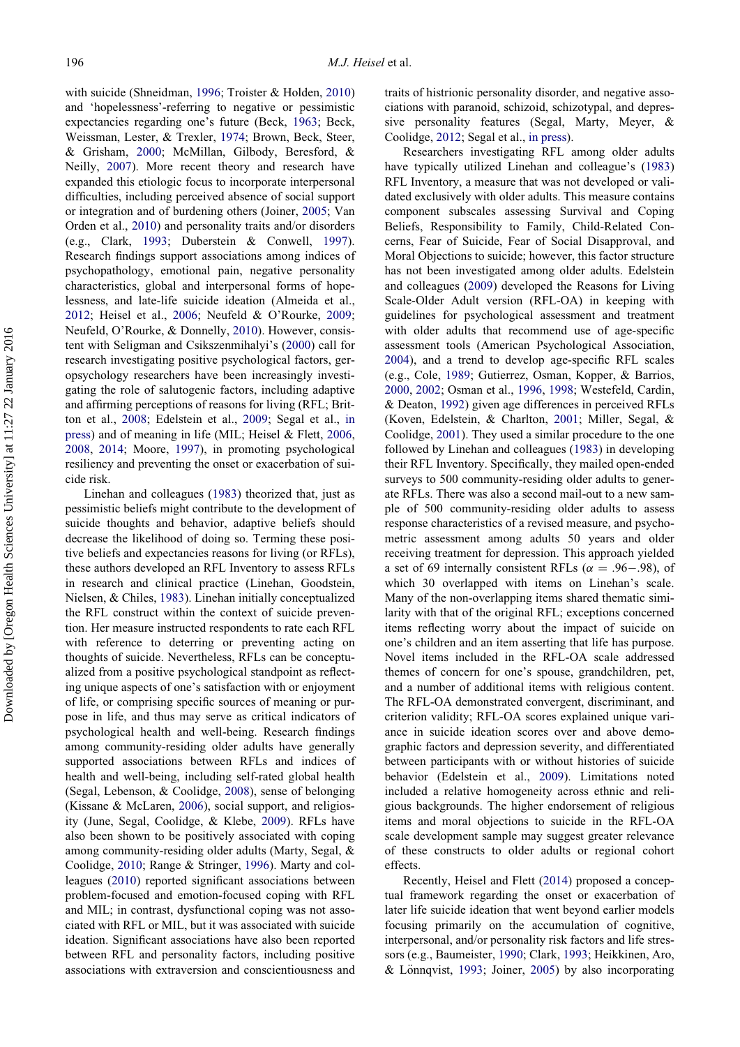with suicide (Shneidman, 1996; Troister & Holden, 2010) and 'hopelessness'-referring to negative or pessimistic expectancies regarding one's future (Beck, 1963; Beck, Weissman, Lester, & Trexler, 1974; Brown, Beck, Steer, & Grisham, 2000; McMillan, Gilbody, Beresford, & Neilly, 2007). More recent theory and research have expanded this etiologic focus to incorporate interpersonal difficulties, including perceived absence of social support or integration and of burdening others (Joiner, 2005; Van Orden et al., 2010) and personality traits and/or disorders (e.g., Clark, 1993; Duberstein & Conwell, 1997). Research findings support associations among indices of psychopathology, emotional pain, negative personality characteristics, global and interpersonal forms of hopelessness, and late-life suicide ideation (Almeida et al., 2012; Heisel et al., 2006; Neufeld & O'Rourke, 2009; Neufeld, O'Rourke, & Donnelly, 2010). However, consistent with Seligman and Csikszenmihalyi's (2000) call for research investigating positive psychological factors, geropsychology researchers have been increasingly investigating the role of salutogenic factors, including adaptive and affirming perceptions of reasons for living (RFL; Britton et al., 2008; Edelstein et al., 2009; Segal et al., in press) and of meaning in life (MIL; Heisel & Flett, 2006, 2008, 2014; Moore, 1997), in promoting psychological resiliency and preventing the onset or exacerbation of suicide risk.

Linehan and colleagues (1983) theorized that, just as pessimistic beliefs might contribute to the development of suicide thoughts and behavior, adaptive beliefs should decrease the likelihood of doing so. Terming these positive beliefs and expectancies reasons for living (or RFLs), these authors developed an RFL Inventory to assess RFLs in research and clinical practice (Linehan, Goodstein, Nielsen, & Chiles, 1983). Linehan initially conceptualized the RFL construct within the context of suicide prevention. Her measure instructed respondents to rate each RFL with reference to deterring or preventing acting on thoughts of suicide. Nevertheless, RFLs can be conceptualized from a positive psychological standpoint as reflecting unique aspects of one's satisfaction with or enjoyment of life, or comprising specific sources of meaning or purpose in life, and thus may serve as critical indicators of psychological health and well-being. Research findings among community-residing older adults have generally supported associations between RFLs and indices of health and well-being, including self-rated global health (Segal, Lebenson, & Coolidge, 2008), sense of belonging (Kissane & McLaren, 2006), social support, and religiosity (June, Segal, Coolidge, & Klebe, 2009). RFLs have also been shown to be positively associated with coping among community-residing older adults (Marty, Segal, & Coolidge, 2010; Range & Stringer, 1996). Marty and colleagues (2010) reported significant associations between problem-focused and emotion-focused coping with RFL and MIL; in contrast, dysfunctional coping was not associated with RFL or MIL, but it was associated with suicide ideation. Significant associations have also been reported between RFL and personality factors, including positive associations with extraversion and conscientiousness and traits of histrionic personality disorder, and negative associations with paranoid, schizoid, schizotypal, and depressive personality features (Segal, Marty, Meyer, & Coolidge, 2012; Segal et al., in press).

Researchers investigating RFL among older adults have typically utilized Linehan and colleague's (1983) RFL Inventory, a measure that was not developed or validated exclusively with older adults. This measure contains component subscales assessing Survival and Coping Beliefs, Responsibility to Family, Child-Related Concerns, Fear of Suicide, Fear of Social Disapproval, and Moral Objections to suicide; however, this factor structure has not been investigated among older adults. Edelstein and colleagues (2009) developed the Reasons for Living Scale-Older Adult version (RFL-OA) in keeping with guidelines for psychological assessment and treatment with older adults that recommend use of age-specific assessment tools (American Psychological Association, 2004), and a trend to develop age-specific RFL scales (e.g., Cole, 1989; Gutierrez, Osman, Kopper, & Barrios, 2000, 2002; Osman et al., 1996, 1998; Westefeld, Cardin, & Deaton, 1992) given age differences in perceived RFLs (Koven, Edelstein, & Charlton, 2001; Miller, Segal, & Coolidge, 2001). They used a similar procedure to the one followed by Linehan and colleagues (1983) in developing their RFL Inventory. Specifically, they mailed open-ended surveys to 500 community-residing older adults to generate RFLs. There was also a second mail-out to a new sample of 500 community-residing older adults to assess response characteristics of a revised measure, and psychometric assessment among adults 50 years and older receiving treatment for depression. This approach yielded a set of 69 internally consistent RFLs ($\alpha = .96-.98$), of which 30 overlapped with items on Linehan's scale. Many of the non-overlapping items shared thematic similarity with that of the original RFL; exceptions concerned items reflecting worry about the impact of suicide on one's children and an item asserting that life has purpose. Novel items included in the RFL-OA scale addressed themes of concern for one's spouse, grandchildren, pet, and a number of additional items with religious content. The RFL-OA demonstrated convergent, discriminant, and criterion validity; RFL-OA scores explained unique variance in suicide ideation scores over and above demographic factors and depression severity, and differentiated between participants with or without histories of suicide behavior (Edelstein et al., 2009). Limitations noted included a relative homogeneity across ethnic and religious backgrounds. The higher endorsement of religious items and moral objections to suicide in the RFL-OA scale development sample may suggest greater relevance of these constructs to older adults or regional cohort effects.

Recently, Heisel and Flett (2014) proposed a conceptual framework regarding the onset or exacerbation of later life suicide ideation that went beyond earlier models focusing primarily on the accumulation of cognitive, interpersonal, and/or personality risk factors and life stressors (e.g., Baumeister, 1990; Clark, 1993; Heikkinen, Aro, & Lönnqvist, 1993; Joiner, 2005) by also incorporating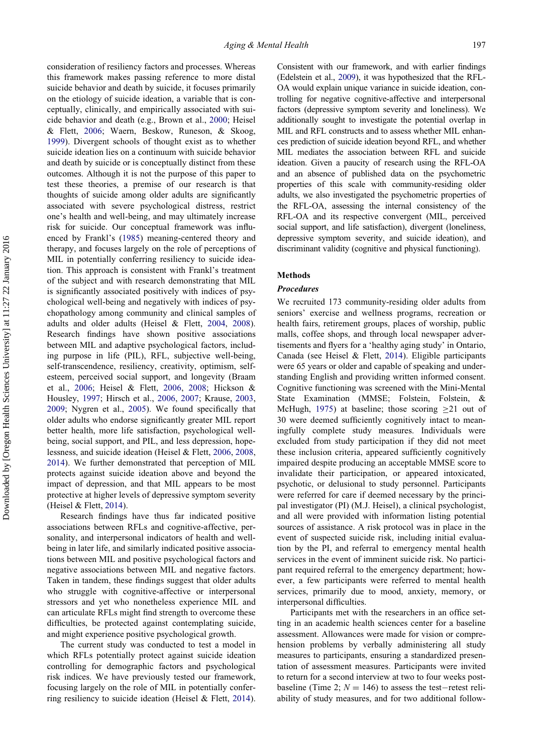consideration of resiliency factors and processes. Whereas this framework makes passing reference to more distal suicide behavior and death by suicide, it focuses primarily on the etiology of suicide ideation, a variable that is conceptually, clinically, and empirically associated with suicide behavior and death (e.g., Brown et al., 2000; Heisel & Flett, 2006; Waern, Beskow, Runeson, & Skoog, 1999). Divergent schools of thought exist as to whether suicide ideation lies on a continuum with suicide behavior and death by suicide or is conceptually distinct from these outcomes. Although it is not the purpose of this paper to test these theories, a premise of our research is that thoughts of suicide among older adults are significantly associated with severe psychological distress, restrict one's health and well-being, and may ultimately increase risk for suicide. Our conceptual framework was influenced by Frankl's (1985) meaning-centered theory and therapy, and focuses largely on the role of perceptions of MIL in potentially conferring resiliency to suicide ideation. This approach is consistent with Frankl's treatment of the subject and with research demonstrating that MIL is significantly associated positively with indices of psychological well-being and negatively with indices of psychopathology among community and clinical samples of adults and older adults (Heisel & Flett, 2004, 2008). Research findings have shown positive associations between MIL and adaptive psychological factors, including purpose in life (PIL), RFL, subjective well-being, self-transcendence, resiliency, creativity, optimism, self-esteem, perceived social support, and longevity (Braam et al., 2006; Heisel & Flett, 2006, 2008; Hickson & Housley, 1997; Hirsch et al., 2006, 2007; Krause, 2003, 2009; Nygren et al., 2005). We found specifically that older adults who endorse significantly greater MIL report better health, more life satisfaction, psychological well-being, social support, and PIL, and less depression, hopelessness, and suicide ideation (Heisel & Flett, 2006, 2008, 2014). We further demonstrated that perception of MIL protects against suicide ideation above and beyond the impact of depression, and that MIL appears to be most protective at higher levels of depressive symptom severity (Heisel & Flett, 2014).

Research findings have thus far indicated positive associations between RFLs and cognitive-affective, personality, and interpersonal indicators of health and well-being in later life, and similarly indicated positive associations between MIL and positive psychological factors and negative associations between MIL and negative factors. Taken in tandem, these findings suggest that older adults who struggle with cognitive-affective or interpersonal stressors and yet who nonetheless experience MIL and can articulate RFLs might find strength to overcome these difficulties, be protected against contemplating suicide, and might experience positive psychological growth.

The current study was conducted to test a model in which RFLs potentially protect against suicide ideation controlling for demographic factors and psychological risk indices. We have previously tested our framework, focusing largely on the role of MIL in potentially conferring resiliency to suicide ideation (Heisel & Flett, 2014). Consistent with our framework, and with earlier findings (Edelstein et al., 2009), it was hypothesized that the RFL-OA would explain unique variance in suicide ideation, controlling for negative cognitive-affective and interpersonal factors (depressive symptom severity and loneliness). We additionally sought to investigate the potential overlap in MIL and RFL constructs and to assess whether MIL enhances prediction of suicide ideation beyond RFL, and whether MIL mediates the association between RFL and suicide ideation. Given a paucity of research using the RFL-OA and an absence of published data on the psychometric properties of this scale with community-residing older adults, we also investigated the psychometric properties of the RFL-OA, assessing the internal consistency of the RFL-OA and its respective convergent (MIL, perceived social support, and life satisfaction), divergent (loneliness, depressive symptom severity, and suicide ideation), and discriminant validity (cognitive and physical functioning).

## Methods

### Procedures

We recruited 173 community-residing older adults from seniors' exercise and wellness programs, recreation or health fairs, retirement groups, places of worship, public malls, coffee shops, and through local newspaper advertisements and flyers for a 'healthy aging study' in Ontario, Canada (see Heisel & Flett, 2014). Eligible participants were 65 years or older and capable of speaking and understanding English and providing written informed consent. Cognitive functioning was screened with the Mini-Mental State Examination (MMSE; Folstein, Folstein, & McHugh, 1975) at baseline; those scoring $\geq 21$ out of 30 were deemed sufficiently cognitively intact to meaningfully complete study measures. Individuals were excluded from study participation if they did not meet these inclusion criteria, appeared sufficiently cognitively impaired despite producing an acceptable MMSE score to invalidate their participation, or appeared intoxicated, psychotic, or delusional to study personnel. Participants were referred for care if deemed necessary by the principal investigator (PI) (M.J. Heisel), a clinical psychologist, and all were provided with information listing potential sources of assistance. A risk protocol was in place in the event of suspected suicide risk, including initial evaluation by the PI, and referral to emergency mental health services in the event of imminent suicide risk. No participant required referral to the emergency department; however, a few participants were referred to mental health services, primarily due to mood, anxiety, memory, or interpersonal difficulties.

Participants met with the researchers in an office setting in an academic health sciences center for a baseline assessment. Allowances were made for vision or comprehension problems by verbally administering all study measures to participants, ensuring a standardized presentation of assessment measures. Participants were invited to return for a second interview at two to four weeks post-baseline (Time 2; $N = 146$) to assess the test–retest reliability of study measures, and for two additional follow-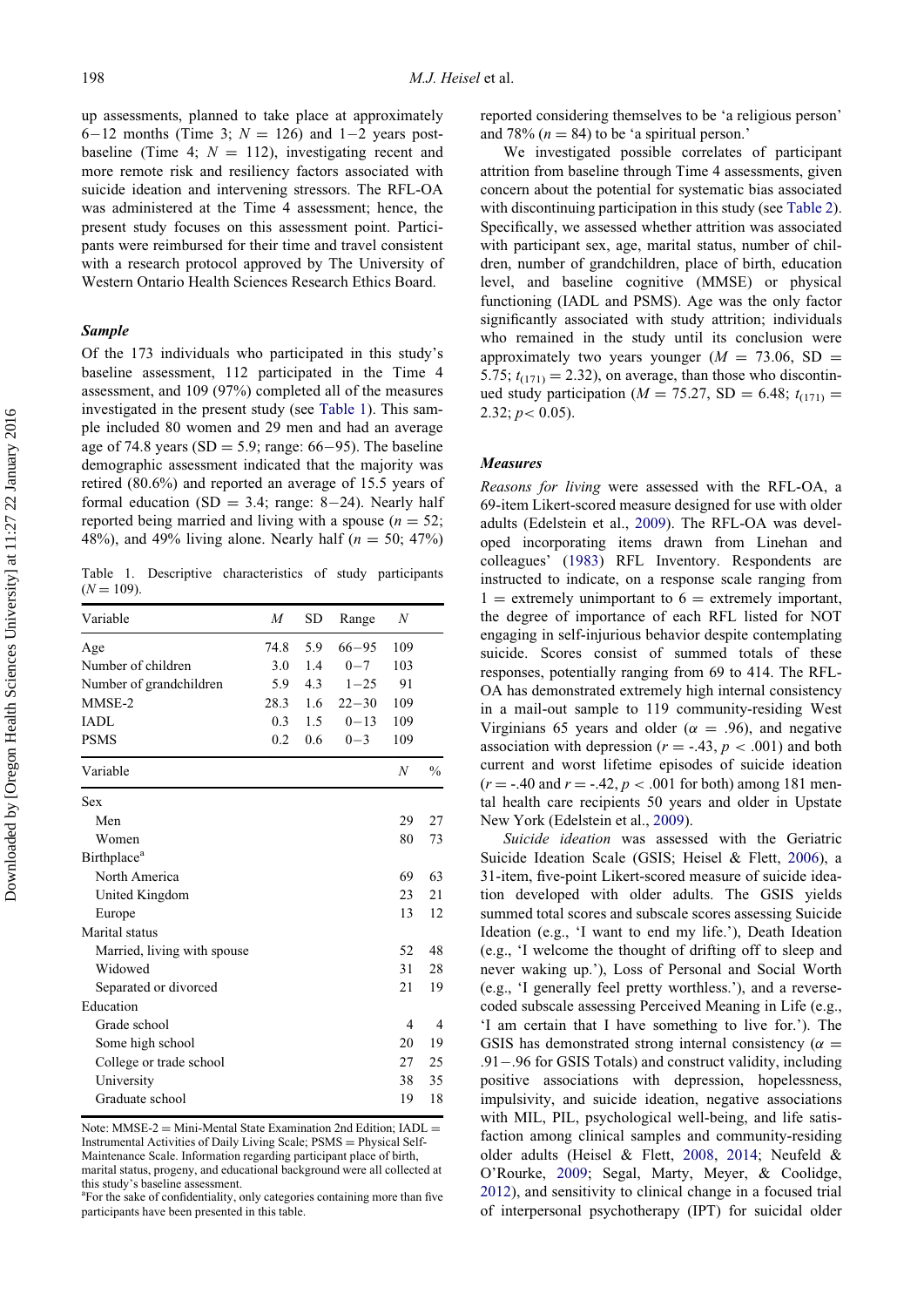up assessments, planned to take place at approximately 6−12 months (Time 3; $N$ = 126) and 1−2 years post-baseline (Time 4; $N$ = 112), investigating recent and more remote risk and resiliency factors associated with suicide ideation and intervening stressors. The RFL-OA was administered at the Time 4 assessment; hence, the present study focuses on this assessment point. Participants were reimbursed for their time and travel consistent with a research protocol approved by The University of Western Ontario Health Sciences Research Ethics Board.

### Sample

Of the 173 individuals who participated in this study's baseline assessment, 112 participated in the Time 4 assessment, and 109 (97%) completed all of the measures investigated in the present study (see Table 1). This sample included 80 women and 29 men and had an average age of 74.8 years (SD = 5.9; range: 66−95). The baseline demographic assessment indicated that the majority was retired (80.6%) and reported an average of 15.5 years of formal education (SD = 3.4; range: 8−24). Nearly half reported being married and living with a spouse ($n$ = 52; 48%), and 49% living alone. Nearly half ($n$ = 50; 47%) reported considering themselves to be 'a religious person' and 78% ($n$ = 84) to be 'a spiritual person.'

Table 1. Descriptive characteristics of study participants ($N$ = 109).

| Variable | $M$ | SD | Range | $N$ |
|---|---|---|---|---|
| Age | 74.8 | 5.9 | 66−95 | 109 |
| Number of children | 3.0 | 1.4 | 0−7 | 103 |
| Number of grandchildren | 5.9 | 4.3 | 1−25 | 91 |
| MMSE-2 | 28.3 | 1.6 | 22−30 | 109 |
| IADL | 0.3 | 1.5 | 0−13 | 109 |
| PSMS | 0.2 | 0.6 | 0−3 | 109 |

| Variable | $N$ | % |
|---|---|---|
| Sex | | |
| Men | 29 | 27 |
| Women | 80 | 73 |
| Birthplace[a] | | |
| North America | 69 | 63 |
| United Kingdom | 23 | 21 |
| Europe | 13 | 12 |
| Marital status | | |
| Married, living with spouse | 52 | 48 |
| Widowed | 31 | 28 |
| Separated or divorced | 21 | 19 |
| Education | | |
| Grade school | 4 | 4 |
| Some high school | 20 | 19 |
| College or trade school | 27 | 25 |
| University | 38 | 35 |
| Graduate school | 19 | 18 |

Note: MMSE-2 = Mini-Mental State Examination 2nd Edition; IADL = Instrumental Activities of Daily Living Scale; PSMS = Physical Self-Maintenance Scale. Information regarding participant place of birth, marital status, progeny, and educational background were all collected at this study's baseline assessment.
[a]For the sake of confidentiality, only categories containing more than five participants have been presented in this table.

We investigated possible correlates of participant attrition from baseline through Time 4 assessments, given concern about the potential for systematic bias associated with discontinuing participation in this study (see Table 2). Specifically, we assessed whether attrition was associated with participant sex, age, marital status, number of children, number of grandchildren, place of birth, education level, and baseline cognitive (MMSE) or physical functioning (IADL and PSMS). Age was the only factor significantly associated with study attrition; individuals who remained in the study until its conclusion were approximately two years younger ($M$ = 73.06, SD = 5.75; $t_{(171)} = 2.32$), on average, than those who discontinued study participation ($M$ = 75.27, SD = 6.48; $t_{(171)} = 2.32$; $p < 0.05$).

### Measures

*Reasons for living* were assessed with the RFL-OA, a 69-item Likert-scored measure designed for use with older adults (Edelstein et al., 2009). The RFL-OA was developed incorporating items drawn from Linehan and colleagues' (1983) RFL Inventory. Respondents are instructed to indicate, on a response scale ranging from 1 = extremely unimportant to 6 = extremely important, the degree of importance of each RFL listed for NOT engaging in self-injurious behavior despite contemplating suicide. Scores consist of summed totals of these responses, potentially ranging from 69 to 414. The RFL-OA has demonstrated extremely high internal consistency in a mail-out sample to 119 community-residing West Virginians 65 years and older ($\alpha$ = .96), and negative association with depression ($r$ = -.43, $p$ < .001) and both current and worst lifetime episodes of suicide ideation ($r$ = -.40 and $r$ = -.42, $p$ < .001 for both) among 181 mental health care recipients 50 years and older in Upstate New York (Edelstein et al., 2009).

*Suicide ideation* was assessed with the Geriatric Suicide Ideation Scale (GSIS; Heisel & Flett, 2006), a 31-item, five-point Likert-scored measure of suicide ideation developed with older adults. The GSIS yields summed total scores and subscale scores assessing Suicide Ideation (e.g., 'I want to end my life.'), Death Ideation (e.g., 'I welcome the thought of drifting off to sleep and never waking up.'), Loss of Personal and Social Worth (e.g., 'I generally feel pretty worthless.'), and a reverse-coded subscale assessing Perceived Meaning in Life (e.g., 'I am certain that I have something to live for.'). The GSIS has demonstrated strong internal consistency ($\alpha$ = .91−.96 for GSIS Totals) and construct validity, including positive associations with depression, hopelessness, impulsivity, and suicide ideation, negative associations with MIL, PIL, psychological well-being, and life satisfaction among clinical samples and community-residing older adults (Heisel & Flett, 2008, 2014; Neufeld & O'Rourke, 2009; Segal, Marty, Meyer, & Coolidge, 2012), and sensitivity to clinical change in a focused trial of interpersonal psychotherapy (IPT) for suicidal older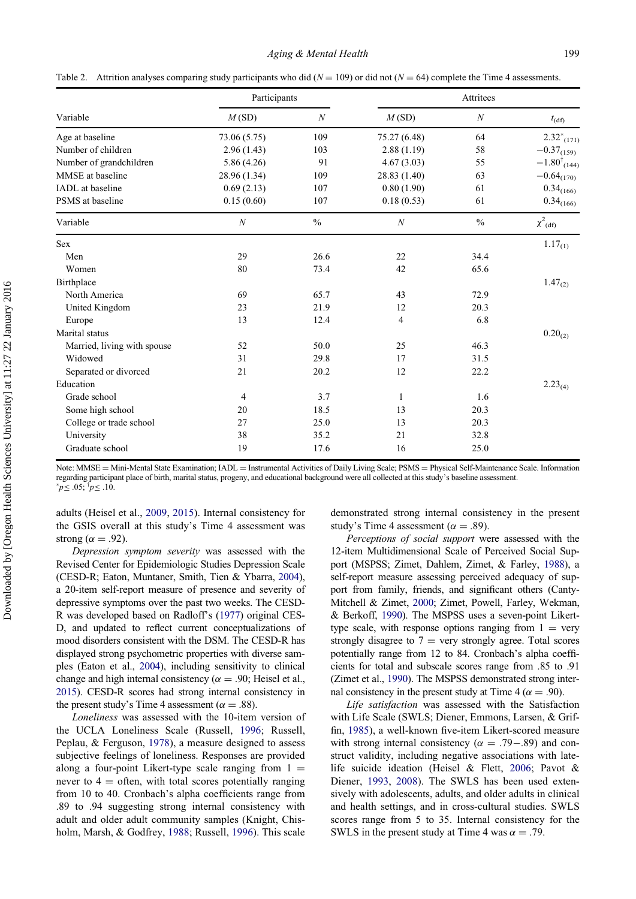Table 2. Attrition analyses comparing study participants who did ($N = 109$) or did not ($N = 64$) complete the Time 4 assessments.

| | Participants | | Attritees | | |
|---|---|---|---|---|---|
| Variable | $M$ (SD) | $N$ | $M$ (SD) | $N$ | $t_{(df)}$ |
| Age at baseline | 73.06 (5.75) | 109 | 75.27 (6.48) | 64 | $2.32^{*}_{(171)}$ |
| Number of children | 2.96 (1.43) | 103 | 2.88 (1.19) | 58 | $-0.37_{(159)}$ |
| Number of grandchildren | 5.86 (4.26) | 91 | 4.67 (3.03) | 55 | $-1.80^{\dagger}_{(144)}$ |
| MMSE at baseline | 28.96 (1.34) | 109 | 28.83 (1.40) | 63 | $-0.64_{(170)}$ |
| IADL at baseline | 0.69 (2.13) | 107 | 0.80 (1.90) | 61 | $0.34_{(166)}$ |
| PSMS at baseline | 0.15 (0.60) | 107 | 0.18 (0.53) | 61 | $0.34_{(166)}$ |
| Variable | $N$ | % | $N$ | % | $\chi^2_{(df)}$ |
| Sex | | | | | $1.17_{(1)}$ |
| Men | 29 | 26.6 | 22 | 34.4 | |
| Women | 80 | 73.4 | 42 | 65.6 | |
| Birthplace | | | | | $1.47_{(2)}$ |
| North America | 69 | 65.7 | 43 | 72.9 | |
| United Kingdom | 23 | 21.9 | 12 | 20.3 | |
| Europe | 13 | 12.4 | 4 | 6.8 | |
| Marital status | | | | | $0.20_{(2)}$ |
| Married, living with spouse | 52 | 50.0 | 25 | 46.3 | |
| Widowed | 31 | 29.8 | 17 | 31.5 | |
| Separated or divorced | 21 | 20.2 | 12 | 22.2 | |
| Education | | | | | $2.23_{(4)}$ |
| Grade school | 4 | 3.7 | 1 | 1.6 | |
| Some high school | 20 | 18.5 | 13 | 20.3 | |
| College or trade school | 27 | 25.0 | 13 | 20.3 | |
| University | 38 | 35.2 | 21 | 32.8 | |
| Graduate school | 19 | 17.6 | 16 | 25.0 | |

Note: MMSE = Mini-Mental State Examination; IADL = Instrumental Activities of Daily Living Scale; PSMS = Physical Self-Maintenance Scale. Information regarding participant place of birth, marital status, progeny, and educational background were all collected at this study's baseline assessment.
$^{*}p \leq .05$; $^{\dagger}p \leq .10$.

adults (Heisel et al., 2009, 2015). Internal consistency for the GSIS overall at this study's Time 4 assessment was strong ($\alpha = .92$).

*Depression symptom severity* was assessed with the Revised Center for Epidemiologic Studies Depression Scale (CESD-R; Eaton, Muntaner, Smith, Tien & Ybarra, 2004), a 20-item self-report measure of presence and severity of depressive symptoms over the past two weeks. The CESD-R was developed based on Radloff's (1977) original CES-D, and updated to reflect current conceptualizations of mood disorders consistent with the DSM. The CESD-R has displayed strong psychometric properties with diverse samples (Eaton et al., 2004), including sensitivity to clinical change and high internal consistency ($\alpha = .90$; Heisel et al., 2015). CESD-R scores had strong internal consistency in the present study's Time 4 assessment ($\alpha = .88$).

*Loneliness* was assessed with the 10-item version of the UCLA Loneliness Scale (Russell, 1996; Russell, Peplau, & Ferguson, 1978), a measure designed to assess subjective feelings of loneliness. Responses are provided along a four-point Likert-type scale ranging from 1 = never to 4 = often, with total scores potentially ranging from 10 to 40. Cronbach's alpha coefficients range from .89 to .94 suggesting strong internal consistency with adult and older adult community samples (Knight, Chisholm, Marsh, & Godfrey, 1988; Russell, 1996). This scale demonstrated strong internal consistency in the present study's Time 4 assessment ($\alpha = .89$).

*Perceptions of social support* were assessed with the 12-item Multidimensional Scale of Perceived Social Support (MSPSS; Zimet, Dahlem, Zimet, & Farley, 1988), a self-report measure assessing perceived adequacy of support from family, friends, and significant others (Canty-Mitchell & Zimet, 2000; Zimet, Powell, Farley, Wekman, & Berkoff, 1990). The MSPSS uses a seven-point Likert-type scale, with response options ranging from 1 = very strongly disagree to 7 = very strongly agree. Total scores potentially range from 12 to 84. Cronbach's alpha coefficients for total and subscale scores range from .85 to .91 (Zimet et al., 1990). The MSPSS demonstrated strong internal consistency in the present study at Time 4 ($\alpha = .90$).

*Life satisfaction* was assessed with the Satisfaction with Life Scale (SWLS; Diener, Emmons, Larsen, & Griffin, 1985), a well-known five-item Likert-scored measure with strong internal consistency ($\alpha = .79-.89$) and construct validity, including negative associations with late-life suicide ideation (Heisel & Flett, 2006; Pavot & Diener, 1993, 2008). The SWLS has been used extensively with adolescents, adults, and older adults in clinical and health settings, and in cross-cultural studies. SWLS scores range from 5 to 35. Internal consistency for the SWLS in the present study at Time 4 was $\alpha = .79$.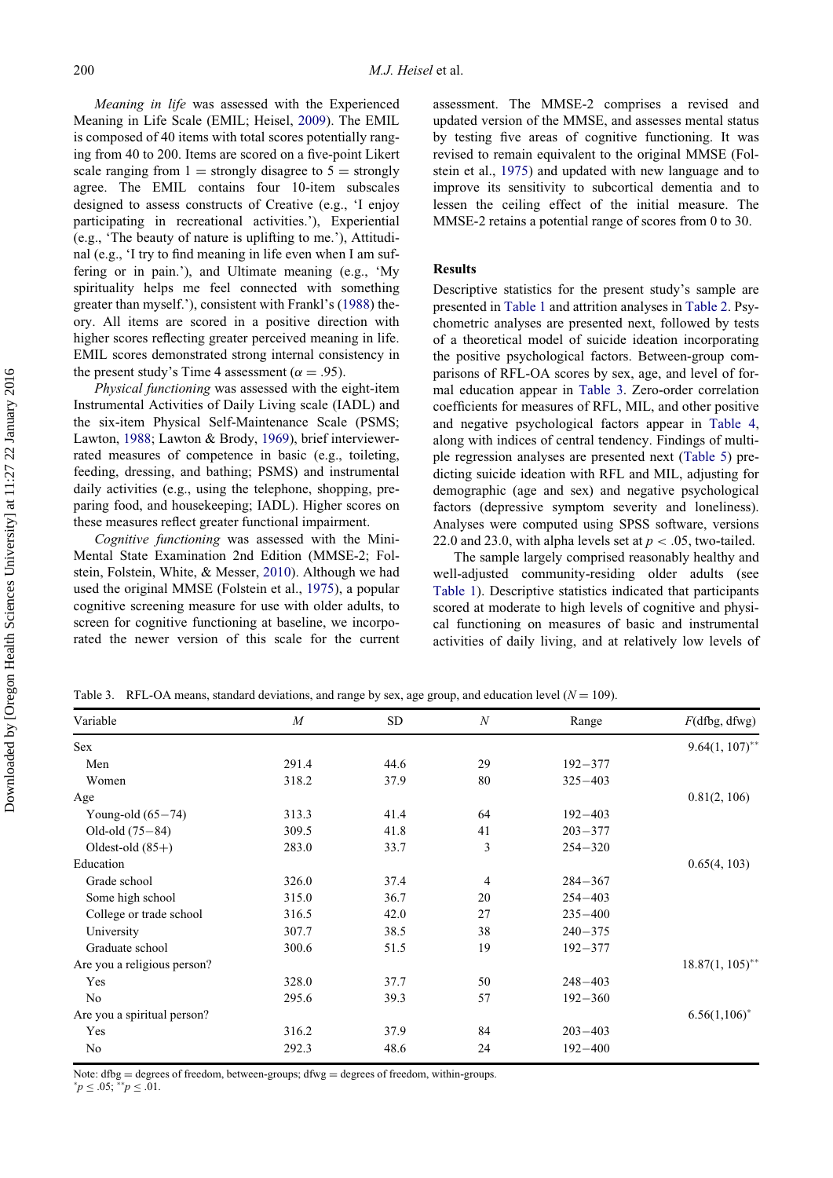*Meaning in life* was assessed with the Experienced Meaning in Life Scale (EMIL; Heisel, 2009). The EMIL is composed of 40 items with total scores potentially ranging from 40 to 200. Items are scored on a five-point Likert scale ranging from 1 = strongly disagree to 5 = strongly agree. The EMIL contains four 10-item subscales designed to assess constructs of Creative (e.g., 'I enjoy participating in recreational activities.'), Experiential (e.g., 'The beauty of nature is uplifting to me.'), Attitudinal (e.g., 'I try to find meaning in life even when I am suffering or in pain.'), and Ultimate meaning (e.g., 'My spirituality helps me feel connected with something greater than myself.'), consistent with Frankl's (1988) theory. All items are scored in a positive direction with higher scores reflecting greater perceived meaning in life. EMIL scores demonstrated strong internal consistency in the present study's Time 4 assessment ($\alpha = .95$).

*Physical functioning* was assessed with the eight-item Instrumental Activities of Daily Living scale (IADL) and the six-item Physical Self-Maintenance Scale (PSMS; Lawton, 1988; Lawton & Brody, 1969), brief interviewer-rated measures of competence in basic (e.g., toileting, feeding, dressing, and bathing; PSMS) and instrumental daily activities (e.g., using the telephone, shopping, preparing food, and housekeeping; IADL). Higher scores on these measures reflect greater functional impairment.

*Cognitive functioning* was assessed with the Mini-Mental State Examination 2nd Edition (MMSE-2; Folstein, Folstein, White, & Messer, 2010). Although we had used the original MMSE (Folstein et al., 1975), a popular cognitive screening measure for use with older adults, to screen for cognitive functioning at baseline, we incorporated the newer version of this scale for the current assessment. The MMSE-2 comprises a revised and updated version of the MMSE, and assesses mental status by testing five areas of cognitive functioning. It was revised to remain equivalent to the original MMSE (Folstein et al., 1975) and updated with new language and to improve its sensitivity to subcortical dementia and to lessen the ceiling effect of the initial measure. The MMSE-2 retains a potential range of scores from 0 to 30.

## Results

Descriptive statistics for the present study's sample are presented in Table 1 and attrition analyses in Table 2. Psychometric analyses are presented next, followed by tests of a theoretical model of suicide ideation incorporating the positive psychological factors. Between-group comparisons of RFL-OA scores by sex, age, and level of formal education appear in Table 3. Zero-order correlation coefficients for measures of RFL, MIL, and other positive and negative psychological factors appear in Table 4, along with indices of central tendency. Findings of multiple regression analyses are presented next (Table 5) predicting suicide ideation with RFL and MIL, adjusting for demographic (age and sex) and negative psychological factors (depressive symptom severity and loneliness). Analyses were computed using SPSS software, versions 22.0 and 23.0, with alpha levels set at $p < .05$, two-tailed.

The sample largely comprised reasonably healthy and well-adjusted community-residing older adults (see Table 1). Descriptive statistics indicated that participants scored at moderate to high levels of cognitive and physical functioning on measures of basic and instrumental activities of daily living, and at relatively low levels of

Table 3. RFL-OA means, standard deviations, and range by sex, age group, and education level ($N = 109$).

| Variable | $M$ | SD | $N$ | Range | $F$(dfbg, dfwg) |
|---|---|---|---|---|---|
| Sex | | | | | $9.64(1, 107)^{**}$ |
| Men | 291.4 | 44.6 | 29 | 192−377 | |
| Women | 318.2 | 37.9 | 80 | 325−403 | |
| Age | | | | | 0.81(2, 106) |
| Young-old (65−74) | 313.3 | 41.4 | 64 | 192−403 | |
| Old-old (75−84) | 309.5 | 41.8 | 41 | 203−377 | |
| Oldest-old (85+) | 283.0 | 33.7 | 3 | 254−320 | |
| Education | | | | | 0.65(4, 103) |
| Grade school | 326.0 | 37.4 | 4 | 284−367 | |
| Some high school | 315.0 | 36.7 | 20 | 254−403 | |
| College or trade school | 316.5 | 42.0 | 27 | 235−400 | |
| University | 307.7 | 38.5 | 38 | 240−375 | |
| Graduate school | 300.6 | 51.5 | 19 | 192−377 | |
| Are you a religious person? | | | | | $18.87(1, 105)^{**}$ |
| Yes | 328.0 | 37.7 | 50 | 248−403 | |
| No | 295.6 | 39.3 | 57 | 192−360 | |
| Are you a spiritual person? | | | | | $6.56(1,106)^{*}$ |
| Yes | 316.2 | 37.9 | 84 | 203−403 | |
| No | 292.3 | 48.6 | 24 | 192−400 | |

Note: dfbg = degrees of freedom, between-groups; dfwg = degrees of freedom, within-groups.
$^{*}p \leq .05$; $^{**}p \leq .01$.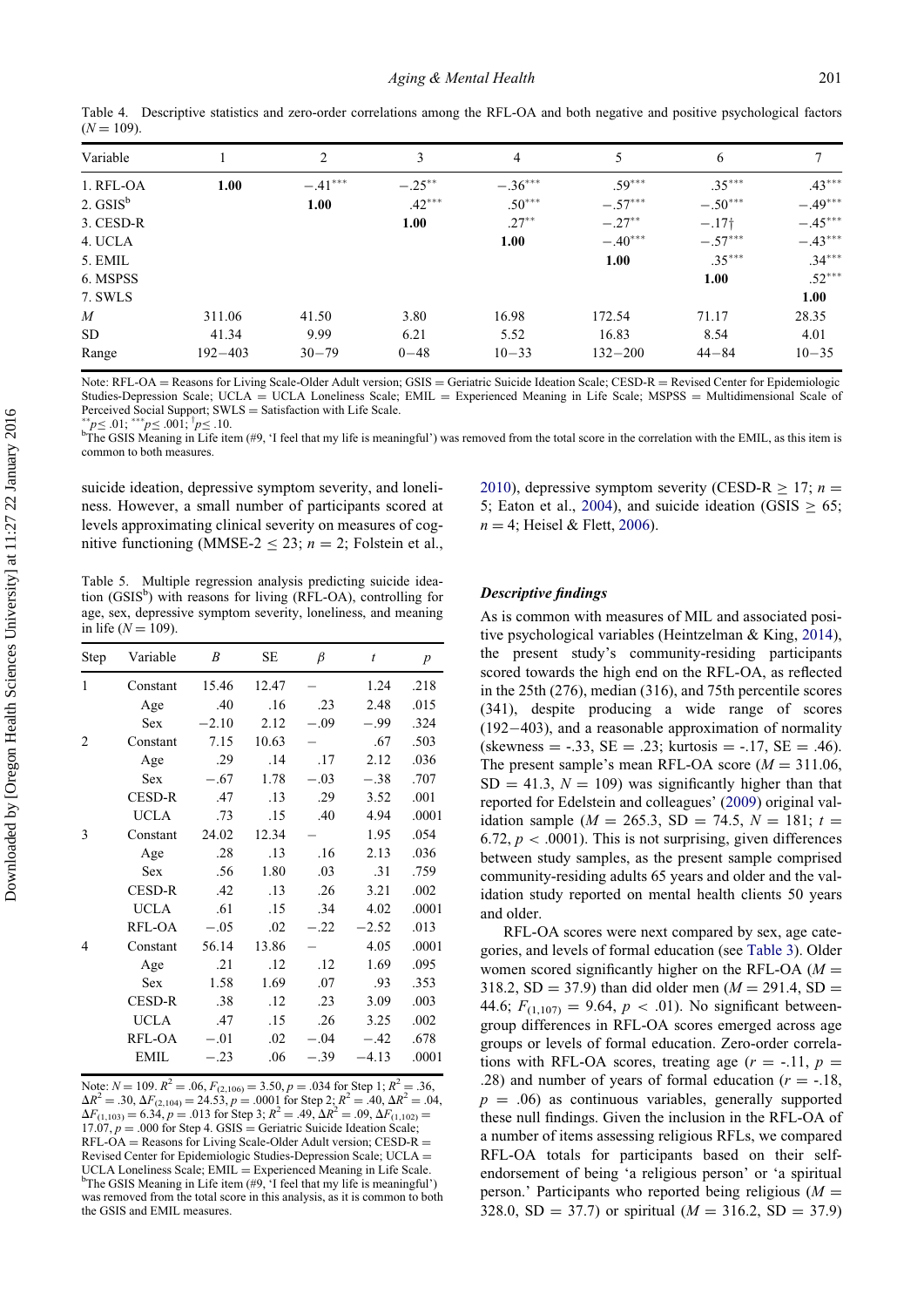Table 4. Descriptive statistics and zero-order correlations among the RFL-OA and both negative and positive psychological factors ($N = 109$).

| Variable | 1 | 2 | 3 | 4 | 5 | 6 | 7 |
|---|---|---|---|---|---|---|---|
| 1. RFL-OA | **1.00** | −.41*** | −.25** | −.36*** | .59*** | .35*** | .43*** |
| 2. GSIS[b] | | **1.00** | .42*** | .50*** | −.57*** | −.50*** | −.49*** |
| 3. CESD-R | | | **1.00** | .27** | −.27** | −.17† | −.45*** |
| 4. UCLA | | | | **1.00** | −.40*** | −.57*** | −.43*** |
| 5. EMIL | | | | | **1.00** | .35*** | .34*** |
| 6. MSPSS | | | | | | **1.00** | .52*** |
| 7. SWLS | | | | | | | **1.00** |
| *M* | 311.06 | 41.50 | 3.80 | 16.98 | 172.54 | 71.17 | 28.35 |
| SD | 41.34 | 9.99 | 6.21 | 5.52 | 16.83 | 8.54 | 4.01 |
| Range | 192−403 | 30−79 | 0−48 | 10−33 | 132−200 | 44−84 | 10−35 |

Note: RFL-OA = Reasons for Living Scale-Older Adult version; GSIS = Geriatric Suicide Ideation Scale; CESD-R = Revised Center for Epidemiologic Studies-Depression Scale; UCLA = UCLA Loneliness Scale; EMIL = Experienced Meaning in Life Scale; MSPSS = Multidimensional Scale of Perceived Social Support; SWLS = Satisfaction with Life Scale.
**$p \leq .01$; ***$p \leq .001$; †$p \leq .10$.
[b]The GSIS Meaning in Life item (#9, 'I feel that my life is meaningful') was removed from the total score in the correlation with the EMIL, as this item is common to both measures.

suicide ideation, depressive symptom severity, and loneliness. However, a small number of participants scored at levels approximating clinical severity on measures of cognitive functioning (MMSE-2 ≤ 23; $n = 2$; Folstein et al., 2010), depressive symptom severity (CESD-R ≥ 17; $n = 5$; Eaton et al., 2004), and suicide ideation (GSIS ≥ 65; $n = 4$; Heisel & Flett, 2006).

Table 5. Multiple regression analysis predicting suicide ideation (GSIS[b]) with reasons for living (RFL-OA), controlling for age, sex, depressive symptom severity, loneliness, and meaning in life ($N = 109$).

| Step | Variable | *B* | SE | *β* | *t* | *p* |
|---|---|---|---|---|---|---|
| 1 | Constant | 15.46 | 12.47 | – | 1.24 | .218 |
| | Age | .40 | .16 | .23 | 2.48 | .015 |
| | Sex | −2.10 | 2.12 | −.09 | −.99 | .324 |
| 2 | Constant | 7.15 | 10.63 | – | .67 | .503 |
| | Age | .29 | .14 | .17 | 2.12 | .036 |
| | Sex | −.67 | 1.78 | −.03 | −.38 | .707 |
| | CESD-R | .47 | .13 | .29 | 3.52 | .001 |
| | UCLA | .73 | .15 | .40 | 4.94 | .0001 |
| 3 | Constant | 24.02 | 12.34 | – | 1.95 | .054 |
| | Age | .28 | .13 | .16 | 2.13 | .036 |
| | Sex | .56 | 1.80 | .03 | .31 | .759 |
| | CESD-R | .42 | .13 | .26 | 3.21 | .002 |
| | UCLA | .61 | .15 | .34 | 4.02 | .0001 |
| | RFL-OA | −.05 | .02 | −.22 | −2.52 | .013 |
| 4 | Constant | 56.14 | 13.86 | – | 4.05 | .0001 |
| | Age | .21 | .12 | .12 | 1.69 | .095 |
| | Sex | 1.58 | 1.69 | .07 | .93 | .353 |
| | CESD-R | .38 | .12 | .23 | 3.09 | .003 |
| | UCLA | .47 | .15 | .26 | 3.25 | .002 |
| | RFL-OA | −.01 | .02 | −.04 | −.42 | .678 |
| | EMIL | −.23 | .06 | −.39 | −4.13 | .0001 |

Note: $N = 109$. $R^2 = .06$, $F_{(2,106)} = 3.50$, $p = .034$ for Step 1; $R^2 = .36$, $\Delta R^2 = .30$, $\Delta F_{(2,104)} = 24.53$, $p = .0001$ for Step 2; $R^2 = .40$, $\Delta R^2 = .04$, $\Delta F_{(1,103)} = 6.34$, $p = .013$ for Step 3; $R^2 = .49$, $\Delta R^2 = .09$, $\Delta F_{(1,102)} = 17.07$, $p = .000$ for Step 4. GSIS = Geriatric Suicide Ideation Scale; RFL-OA = Reasons for Living Scale-Older Adult version; CESD-R = Revised Center for Epidemiologic Studies-Depression Scale; UCLA = UCLA Loneliness Scale; EMIL = Experienced Meaning in Life Scale.
[b]The GSIS Meaning in Life item (#9, 'I feel that my life is meaningful') was removed from the total score in this analysis, as it is common to both the GSIS and EMIL measures.

### *Descriptive findings*

As is common with measures of MIL and associated positive psychological variables (Heintzelman & King, 2014), the present study's community-residing participants scored towards the high end on the RFL-OA, as reflected in the 25th (276), median (316), and 75th percentile scores (341), despite producing a wide range of scores (192−403), and a reasonable approximation of normality (skewness = -.33, SE = .23; kurtosis = -.17, SE = .46). The present sample's mean RFL-OA score ($M = 311.06$, SD = 41.3, $N = 109$) was significantly higher than that reported for Edelstein and colleagues' (2009) original validation sample ($M = 265.3$, SD = 74.5, $N = 181$; $t = 6.72$, $p < .0001$). This is not surprising, given differences between study samples, as the present sample comprised community-residing adults 65 years and older and the validation study reported on mental health clients 50 years and older.

RFL-OA scores were next compared by sex, age categories, and levels of formal education (see Table 3). Older women scored significantly higher on the RFL-OA ($M = 318.2$, SD = 37.9) than did older men ($M = 291.4$, SD = 44.6; $F_{(1,107)} = 9.64$, $p < .01$). No significant between-group differences in RFL-OA scores emerged across age groups or levels of formal education. Zero-order correlations with RFL-OA scores, treating age ($r = -.11$, $p = .28$) and number of years of formal education ($r = -.18$, $p = .06$) as continuous variables, generally supported these null findings. Given the inclusion in the RFL-OA of a number of items assessing religious RFLs, we compared RFL-OA totals for participants based on their self-endorsement of being 'a religious person' or 'a spiritual person.' Participants who reported being religious ($M = 328.0$, SD = 37.7) or spiritual ($M = 316.2$, SD = 37.9)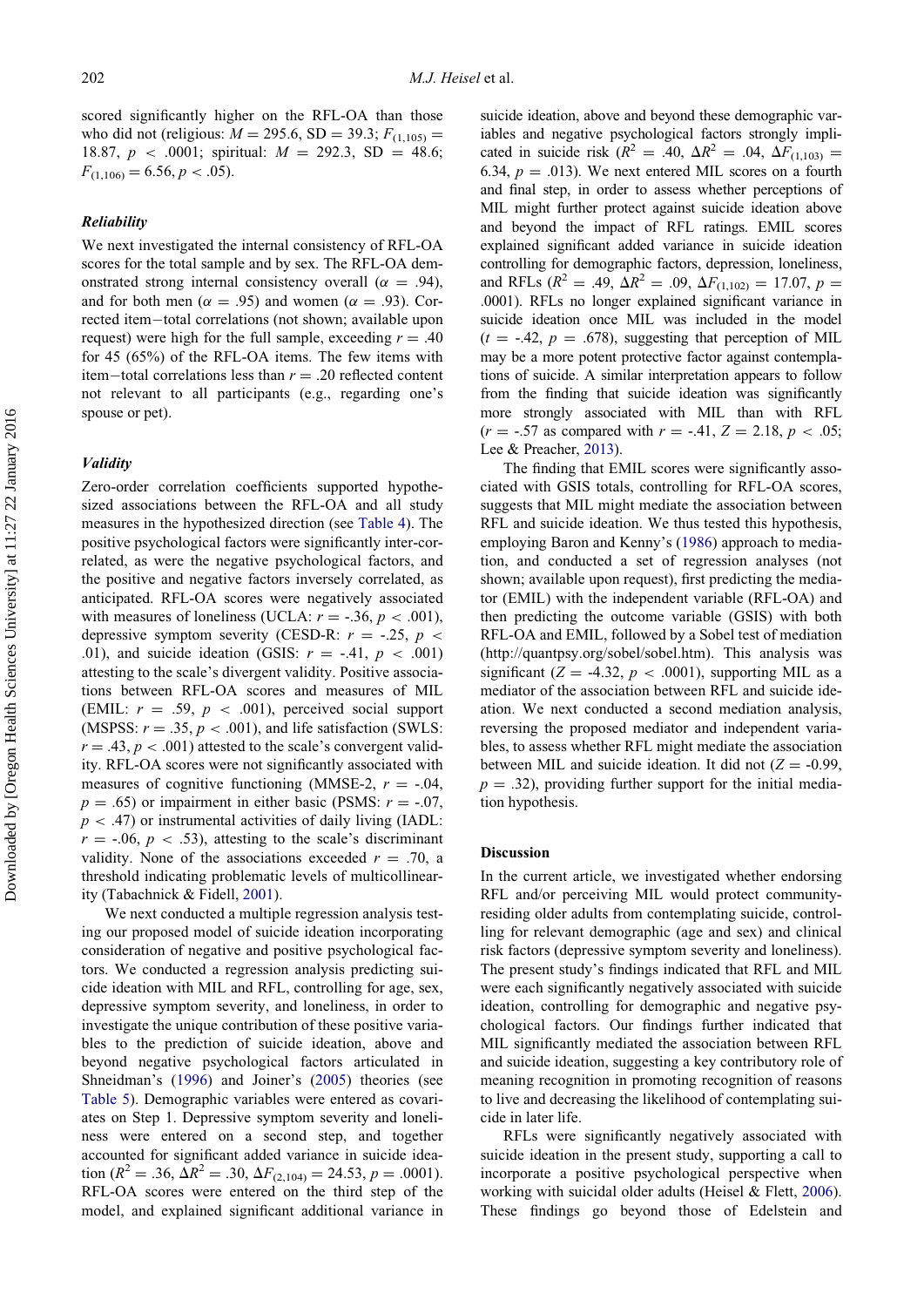scored significantly higher on the RFL-OA than those who did not (religious: $M = 295.6$, SD = 39.3; $F_{(1,105)} = 18.87$, $p < .0001$; spiritual: $M = 292.3$, SD = 48.6; $F_{(1,106)} = 6.56$, $p < .05$).

### *Reliability*

We next investigated the internal consistency of RFL-OA scores for the total sample and by sex. The RFL-OA demonstrated strong internal consistency overall ($\alpha = .94$), and for both men ($\alpha = .95$) and women ($\alpha = .93$). Corrected item−total correlations (not shown; available upon request) were high for the full sample, exceeding $r = .40$ for 45 (65%) of the RFL-OA items. The few items with item−total correlations less than $r = .20$ reflected content not relevant to all participants (e.g., regarding one's spouse or pet).

### *Validity*

Zero-order correlation coefficients supported hypothesized associations between the RFL-OA and all study measures in the hypothesized direction (see Table 4). The positive psychological factors were significantly inter-correlated, as were the negative psychological factors, and the positive and negative factors inversely correlated, as anticipated. RFL-OA scores were negatively associated with measures of loneliness (UCLA: $r = -.36$, $p < .001$), depressive symptom severity (CESD-R: $r = -.25$, $p < .01$), and suicide ideation (GSIS: $r = -.41$, $p < .001$) attesting to the scale's divergent validity. Positive associations between RFL-OA scores and measures of MIL (EMIL: $r = .59$, $p < .001$), perceived social support (MSPSS: $r = .35$, $p < .001$), and life satisfaction (SWLS: $r = .43$, $p < .001$) attested to the scale's convergent validity. RFL-OA scores were not significantly associated with measures of cognitive functioning (MMSE-2, $r = -.04$, $p = .65$) or impairment in either basic (PSMS: $r = -.07$, $p < .47$) or instrumental activities of daily living (IADL: $r = -.06$, $p < .53$), attesting to the scale's discriminant validity. None of the associations exceeded $r = .70$, a threshold indicating problematic levels of multicollinearity (Tabachnick & Fidell, 2001).

We next conducted a multiple regression analysis testing our proposed model of suicide ideation incorporating consideration of negative and positive psychological factors. We conducted a regression analysis predicting suicide ideation with MIL and RFL, controlling for age, sex, depressive symptom severity, and loneliness, in order to investigate the unique contribution of these positive variables to the prediction of suicide ideation, above and beyond negative psychological factors articulated in Shneidman's (1996) and Joiner's (2005) theories (see Table 5). Demographic variables were entered as covariates on Step 1. Depressive symptom severity and loneliness were entered on a second step, and together accounted for significant added variance in suicide ideation ($R^2 = .36$, $\Delta R^2 = .30$, $\Delta F_{(2,104)} = 24.53$, $p = .0001$). RFL-OA scores were entered on the third step of the model, and explained significant additional variance in suicide ideation, above and beyond these demographic variables and negative psychological factors strongly implicated in suicide risk ($R^2 = .40$, $\Delta R^2 = .04$, $\Delta F_{(1,103)} = 6.34$, $p = .013$). We next entered MIL scores on a fourth and final step, in order to assess whether perceptions of MIL might further protect against suicide ideation above and beyond the impact of RFL ratings. EMIL scores explained significant added variance in suicide ideation controlling for demographic factors, depression, loneliness, and RFLs ($R^2 = .49$, $\Delta R^2 = .09$, $\Delta F_{(1,102)} = 17.07$, $p = .0001$). RFLs no longer explained significant variance in suicide ideation once MIL was included in the model ($t = -.42$, $p = .678$), suggesting that perception of MIL may be a more potent protective factor against contemplations of suicide. A similar interpretation appears to follow from the finding that suicide ideation was significantly more strongly associated with MIL than with RFL ($r = -.57$ as compared with $r = -.41$, $Z = 2.18$, $p < .05$; Lee & Preacher, 2013).

The finding that EMIL scores were significantly associated with GSIS totals, controlling for RFL-OA scores, suggests that MIL might mediate the association between RFL and suicide ideation. We thus tested this hypothesis, employing Baron and Kenny's (1986) approach to mediation, and conducted a set of regression analyses (not shown; available upon request), first predicting the mediator (EMIL) with the independent variable (RFL-OA) and then predicting the outcome variable (GSIS) with both RFL-OA and EMIL, followed by a Sobel test of mediation (http://quantpsy.org/sobel/sobel.htm). This analysis was significant ($Z = -4.32$, $p < .0001$), supporting MIL as a mediator of the association between RFL and suicide ideation. We next conducted a second mediation analysis, reversing the proposed mediator and independent variables, to assess whether RFL might mediate the association between MIL and suicide ideation. It did not ($Z = -0.99$, $p = .32$), providing further support for the initial mediation hypothesis.

## Discussion

In the current article, we investigated whether endorsing RFL and/or perceiving MIL would protect community-residing older adults from contemplating suicide, controlling for relevant demographic (age and sex) and clinical risk factors (depressive symptom severity and loneliness). The present study's findings indicated that RFL and MIL were each significantly negatively associated with suicide ideation, controlling for demographic and negative psychological factors. Our findings further indicated that MIL significantly mediated the association between RFL and suicide ideation, suggesting a key contributory role of meaning recognition in promoting recognition of reasons to live and decreasing the likelihood of contemplating suicide in later life.

RFLs were significantly negatively associated with suicide ideation in the present study, supporting a call to incorporate a positive psychological perspective when working with suicidal older adults (Heisel & Flett, 2006). These findings go beyond those of Edelstein and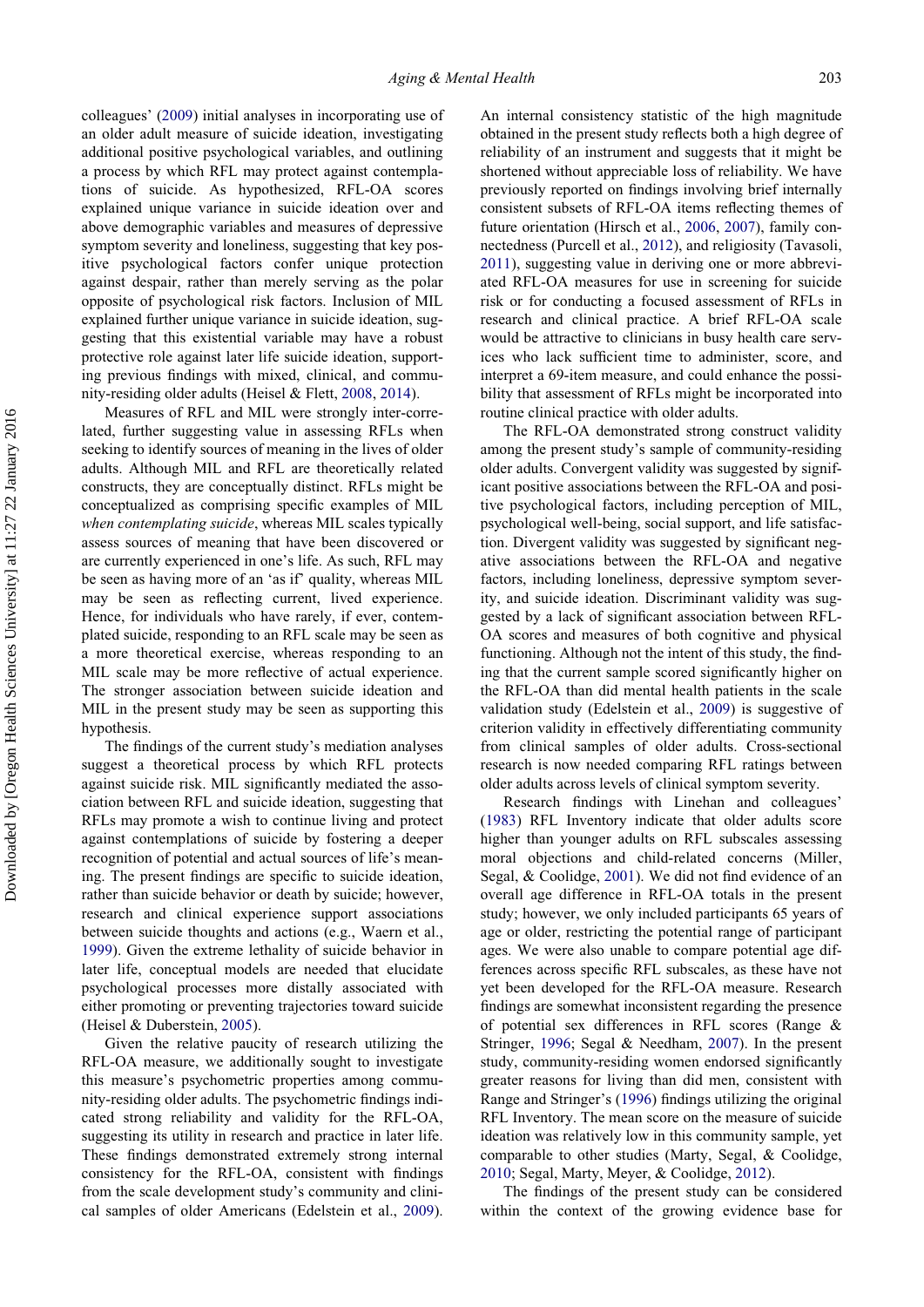colleagues' (2009) initial analyses in incorporating use of an older adult measure of suicide ideation, investigating additional positive psychological variables, and outlining a process by which RFL may protect against contemplations of suicide. As hypothesized, RFL-OA scores explained unique variance in suicide ideation over and above demographic variables and measures of depressive symptom severity and loneliness, suggesting that key positive psychological factors confer unique protection against despair, rather than merely serving as the polar opposite of psychological risk factors. Inclusion of MIL explained further unique variance in suicide ideation, suggesting that this existential variable may have a robust protective role against later life suicide ideation, supporting previous findings with mixed, clinical, and community-residing older adults (Heisel & Flett, 2008, 2014).

Measures of RFL and MIL were strongly inter-correlated, further suggesting value in assessing RFLs when seeking to identify sources of meaning in the lives of older adults. Although MIL and RFL are theoretically related constructs, they are conceptually distinct. RFLs might be conceptualized as comprising specific examples of MIL *when contemplating suicide*, whereas MIL scales typically assess sources of meaning that have been discovered or are currently experienced in one's life. As such, RFL may be seen as having more of an 'as if' quality, whereas MIL may be seen as reflecting current, lived experience. Hence, for individuals who have rarely, if ever, contemplated suicide, responding to an RFL scale may be seen as a more theoretical exercise, whereas responding to an MIL scale may be more reflective of actual experience. The stronger association between suicide ideation and MIL in the present study may be seen as supporting this hypothesis.

The findings of the current study's mediation analyses suggest a theoretical process by which RFL protects against suicide risk. MIL significantly mediated the association between RFL and suicide ideation, suggesting that RFLs may promote a wish to continue living and protect against contemplations of suicide by fostering a deeper recognition of potential and actual sources of life's meaning. The present findings are specific to suicide ideation, rather than suicide behavior or death by suicide; however, research and clinical experience support associations between suicide thoughts and actions (e.g., Waern et al., 1999). Given the extreme lethality of suicide behavior in later life, conceptual models are needed that elucidate psychological processes more distally associated with either promoting or preventing trajectories toward suicide (Heisel & Duberstein, 2005).

Given the relative paucity of research utilizing the RFL-OA measure, we additionally sought to investigate this measure's psychometric properties among community-residing older adults. The psychometric findings indicated strong reliability and validity for the RFL-OA, suggesting its utility in research and practice in later life. These findings demonstrated extremely strong internal consistency for the RFL-OA, consistent with findings from the scale development study's community and clinical samples of older Americans (Edelstein et al., 2009). An internal consistency statistic of the high magnitude obtained in the present study reflects both a high degree of reliability of an instrument and suggests that it might be shortened without appreciable loss of reliability. We have previously reported on findings involving brief internally consistent subsets of RFL-OA items reflecting themes of future orientation (Hirsch et al., 2006, 2007), family connectedness (Purcell et al., 2012), and religiosity (Tavasoli, 2011), suggesting value in deriving one or more abbreviated RFL-OA measures for use in screening for suicide risk or for conducting a focused assessment of RFLs in research and clinical practice. A brief RFL-OA scale would be attractive to clinicians in busy health care services who lack sufficient time to administer, score, and interpret a 69-item measure, and could enhance the possibility that assessment of RFLs might be incorporated into routine clinical practice with older adults.

The RFL-OA demonstrated strong construct validity among the present study's sample of community-residing older adults. Convergent validity was suggested by significant positive associations between the RFL-OA and positive psychological factors, including perception of MIL, psychological well-being, social support, and life satisfaction. Divergent validity was suggested by significant negative associations between the RFL-OA and negative factors, including loneliness, depressive symptom severity, and suicide ideation. Discriminant validity was suggested by a lack of significant association between RFL-OA scores and measures of both cognitive and physical functioning. Although not the intent of this study, the finding that the current sample scored significantly higher on the RFL-OA than did mental health patients in the scale validation study (Edelstein et al., 2009) is suggestive of criterion validity in effectively differentiating community from clinical samples of older adults. Cross-sectional research is now needed comparing RFL ratings between older adults across levels of clinical symptom severity.

Research findings with Linehan and colleagues' (1983) RFL Inventory indicate that older adults score higher than younger adults on RFL subscales assessing moral objections and child-related concerns (Miller, Segal, & Coolidge, 2001). We did not find evidence of an overall age difference in RFL-OA totals in the present study; however, we only included participants 65 years of age or older, restricting the potential range of participant ages. We were also unable to compare potential age differences across specific RFL subscales, as these have not yet been developed for the RFL-OA measure. Research findings are somewhat inconsistent regarding the presence of potential sex differences in RFL scores (Range & Stringer, 1996; Segal & Needham, 2007). In the present study, community-residing women endorsed significantly greater reasons for living than did men, consistent with Range and Stringer's (1996) findings utilizing the original RFL Inventory. The mean score on the measure of suicide ideation was relatively low in this community sample, yet comparable to other studies (Marty, Segal, & Coolidge, 2010; Segal, Marty, Meyer, & Coolidge, 2012).

The findings of the present study can be considered within the context of the growing evidence base for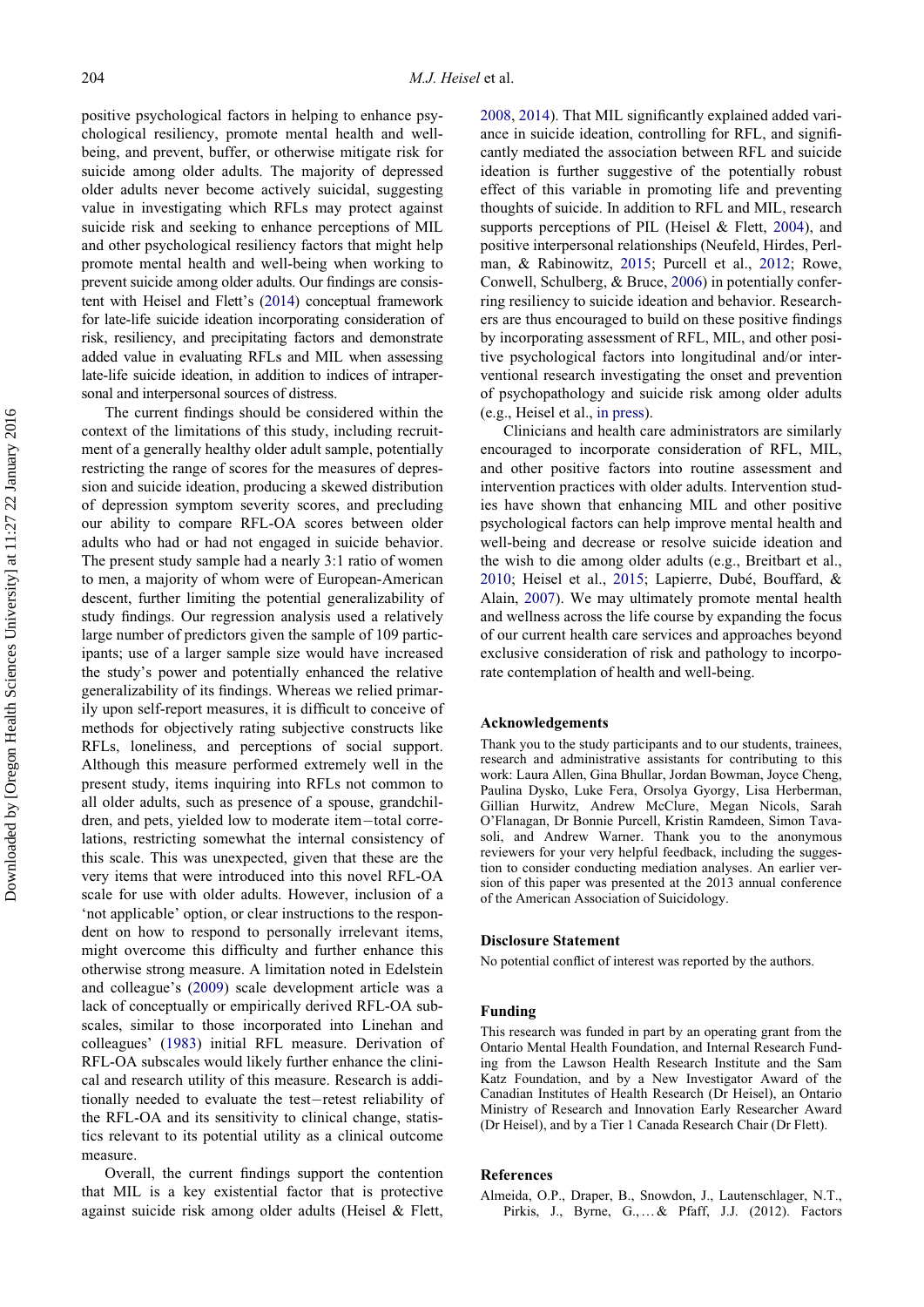positive psychological factors in helping to enhance psychological resiliency, promote mental health and well-being, and prevent, buffer, or otherwise mitigate risk for suicide among older adults. The majority of depressed older adults never become actively suicidal, suggesting value in investigating which RFLs may protect against suicide risk and seeking to enhance perceptions of MIL and other psychological resiliency factors that might help promote mental health and well-being when working to prevent suicide among older adults. Our findings are consistent with Heisel and Flett's (2014) conceptual framework for late-life suicide ideation incorporating consideration of risk, resiliency, and precipitating factors and demonstrate added value in evaluating RFLs and MIL when assessing late-life suicide ideation, in addition to indices of intrapersonal and interpersonal sources of distress.

The current findings should be considered within the context of the limitations of this study, including recruitment of a generally healthy older adult sample, potentially restricting the range of scores for the measures of depression and suicide ideation, producing a skewed distribution of depression symptom severity scores, and precluding our ability to compare RFL-OA scores between older adults who had or had not engaged in suicide behavior. The present study sample had a nearly 3:1 ratio of women to men, a majority of whom were of European-American descent, further limiting the potential generalizability of study findings. Our regression analysis used a relatively large number of predictors given the sample of 109 participants; use of a larger sample size would have increased the study's power and potentially enhanced the relative generalizability of its findings. Whereas we relied primarily upon self-report measures, it is difficult to conceive of methods for objectively rating subjective constructs like RFLs, loneliness, and perceptions of social support. Although this measure performed extremely well in the present study, items inquiring into RFLs not common to all older adults, such as presence of a spouse, grandchildren, and pets, yielded low to moderate item−total correlations, restricting somewhat the internal consistency of this scale. This was unexpected, given that these are the very items that were introduced into this novel RFL-OA scale for use with older adults. However, inclusion of a 'not applicable' option, or clear instructions to the respondent on how to respond to personally irrelevant items, might overcome this difficulty and further enhance this otherwise strong measure. A limitation noted in Edelstein and colleague's (2009) scale development article was a lack of conceptually or empirically derived RFL-OA subscales, similar to those incorporated into Linehan and colleagues' (1983) initial RFL measure. Derivation of RFL-OA subscales would likely further enhance the clinical and research utility of this measure. Research is additionally needed to evaluate the test−retest reliability of the RFL-OA and its sensitivity to clinical change, statistics relevant to its potential utility as a clinical outcome measure.

Overall, the current findings support the contention that MIL is a key existential factor that is protective against suicide risk among older adults (Heisel & Flett, 2008, 2014). That MIL significantly explained added variance in suicide ideation, controlling for RFL, and significantly mediated the association between RFL and suicide ideation is further suggestive of the potentially robust effect of this variable in promoting life and preventing thoughts of suicide. In addition to RFL and MIL, research supports perceptions of PIL (Heisel & Flett, 2004), and positive interpersonal relationships (Neufeld, Hirdes, Perlman, & Rabinowitz, 2015; Purcell et al., 2012; Rowe, Conwell, Schulberg, & Bruce, 2006) in potentially conferring resiliency to suicide ideation and behavior. Researchers are thus encouraged to build on these positive findings by incorporating assessment of RFL, MIL, and other positive psychological factors into longitudinal and/or interventional research investigating the onset and prevention of psychopathology and suicide risk among older adults (e.g., Heisel et al., in press).

Clinicians and health care administrators are similarly encouraged to incorporate consideration of RFL, MIL, and other positive factors into routine assessment and intervention practices with older adults. Intervention studies have shown that enhancing MIL and other positive psychological factors can help improve mental health and well-being and decrease or resolve suicide ideation and the wish to die among older adults (e.g., Breitbart et al., 2010; Heisel et al., 2015; Lapierre, Dubé, Bouffard, & Alain, 2007). We may ultimately promote mental health and wellness across the life course by expanding the focus of our current health care services and approaches beyond exclusive consideration of risk and pathology to incorporate contemplation of health and well-being.

## Acknowledgements

Thank you to the study participants and to our students, trainees, research and administrative assistants for contributing to this work: Laura Allen, Gina Bhullar, Jordan Bowman, Joyce Cheng, Paulina Dysko, Luke Fera, Orsolya Gyorgy, Lisa Herberman, Gillian Hurwitz, Andrew McClure, Megan Nicols, Sarah O'Flanagan, Dr Bonnie Purcell, Kristin Ramdeen, Simon Tavasoli, and Andrew Warner. Thank you to the anonymous reviewers for your very helpful feedback, including the suggestion to consider conducting mediation analyses. An earlier version of this paper was presented at the 2013 annual conference of the American Association of Suicidology.

## Disclosure Statement

No potential conflict of interest was reported by the authors.

## Funding

This research was funded in part by an operating grant from the Ontario Mental Health Foundation, and Internal Research Funding from the Lawson Health Research Institute and the Sam Katz Foundation, and by a New Investigator Award of the Canadian Institutes of Health Research (Dr Heisel), an Ontario Ministry of Research and Innovation Early Researcher Award (Dr Heisel), and by a Tier 1 Canada Research Chair (Dr Flett).

## References

Almeida, O.P., Draper, B., Snowdon, J., Lautenschlager, N.T., Pirkis, J., Byrne, G., … & Pfaff, J.J. (2012). Factors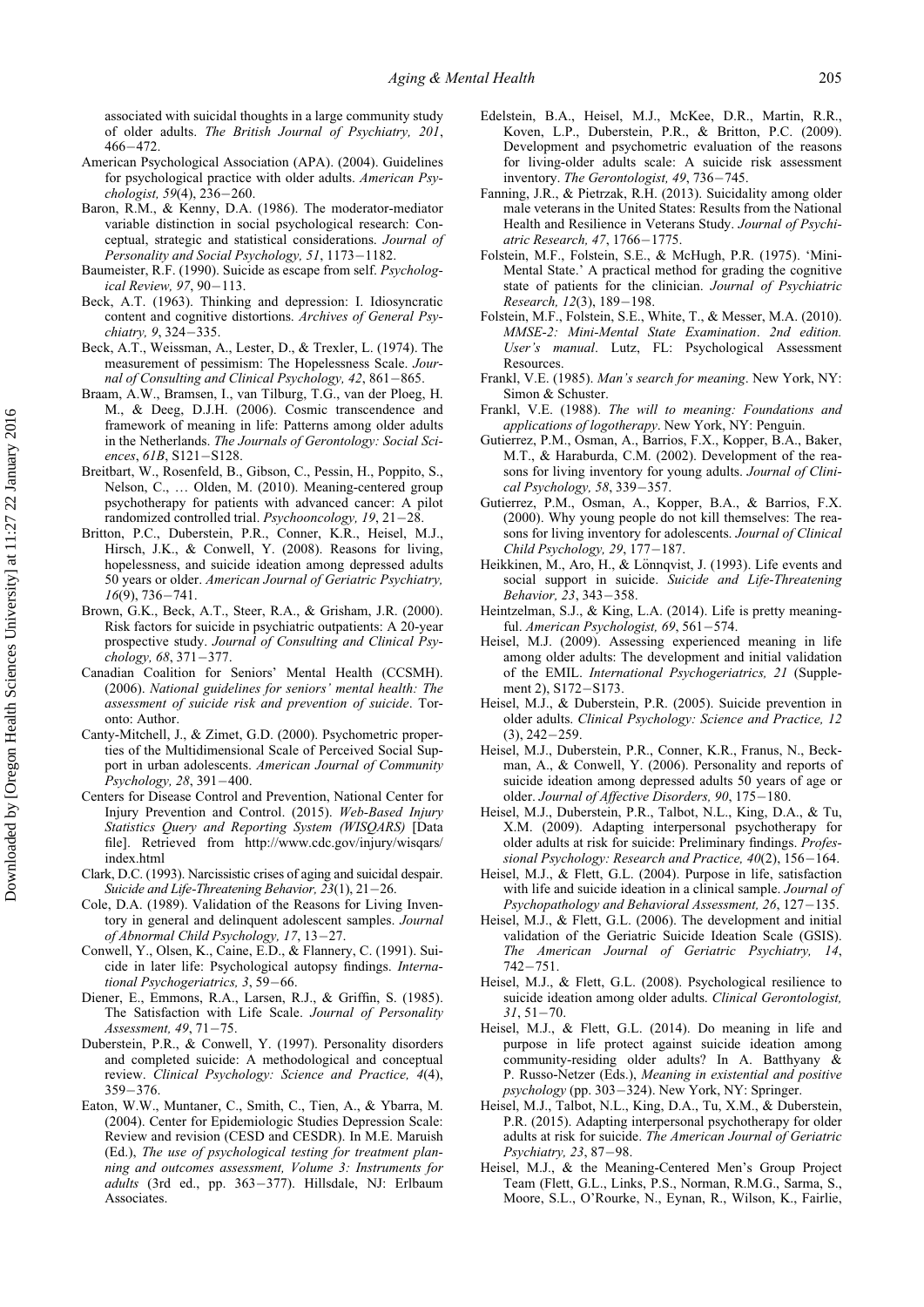associated with suicidal thoughts in a large community study of older adults. *The British Journal of Psychiatry, 201*, 466–472.

American Psychological Association (APA). (2004). Guidelines for psychological practice with older adults. *American Psychologist, 59*(4), 236–260.

Baron, R.M., & Kenny, D.A. (1986). The moderator-mediator variable distinction in social psychological research: Conceptual, strategic and statistical considerations. *Journal of Personality and Social Psychology, 51*, 1173–1182.

Baumeister, R.F. (1990). Suicide as escape from self. *Psychological Review, 97*, 90–113.

Beck, A.T. (1963). Thinking and depression: I. Idiosyncratic content and cognitive distortions. *Archives of General Psychiatry, 9*, 324–335.

Beck, A.T., Weissman, A., Lester, D., & Trexler, L. (1974). The measurement of pessimism: The Hopelessness Scale. *Journal of Consulting and Clinical Psychology, 42*, 861–865.

Braam, A.W., Bramsen, I., van Tilburg, T.G., van der Ploeg, H. M., & Deeg, D.J.H. (2006). Cosmic transcendence and framework of meaning in life: Patterns among older adults in the Netherlands. *The Journals of Gerontology: Social Sciences*, *61B*, S121–S128.

Breitbart, W., Rosenfeld, B., Gibson, C., Pessin, H., Poppito, S., Nelson, C., … Olden, M. (2010). Meaning-centered group psychotherapy for patients with advanced cancer: A pilot randomized controlled trial. *Psychooncology, 19*, 21–28.

Britton, P.C., Duberstein, P.R., Conner, K.R., Heisel, M.J., Hirsch, J.K., & Conwell, Y. (2008). Reasons for living, hopelessness, and suicide ideation among depressed adults 50 years or older. *American Journal of Geriatric Psychiatry, 16*(9), 736–741.

Brown, G.K., Beck, A.T., Steer, R.A., & Grisham, J.R. (2000). Risk factors for suicide in psychiatric outpatients: A 20-year prospective study. *Journal of Consulting and Clinical Psychology, 68*, 371–377.

Canadian Coalition for Seniors' Mental Health (CCSMH). (2006). *National guidelines for seniors' mental health: The assessment of suicide risk and prevention of suicide*. Toronto: Author.

Canty-Mitchell, J., & Zimet, G.D. (2000). Psychometric properties of the Multidimensional Scale of Perceived Social Support in urban adolescents. *American Journal of Community Psychology, 28*, 391–400.

Centers for Disease Control and Prevention, National Center for Injury Prevention and Control. (2015). *Web-Based Injury Statistics Query and Reporting System (WISQARS)* [Data file]. Retrieved from http://www.cdc.gov/injury/wisqars/index.html

Clark, D.C. (1993). Narcissistic crises of aging and suicidal despair. *Suicide and Life-Threatening Behavior, 23*(1), 21–26.

Cole, D.A. (1989). Validation of the Reasons for Living Inventory in general and delinquent adolescent samples. *Journal of Abnormal Child Psychology, 17*, 13–27.

Conwell, Y., Olsen, K., Caine, E.D., & Flannery, C. (1991). Suicide in later life: Psychological autopsy findings. *International Psychogeriatrics, 3*, 59–66.

Diener, E., Emmons, R.A., Larsen, R.J., & Griffin, S. (1985). The Satisfaction with Life Scale. *Journal of Personality Assessment, 49*, 71–75.

Duberstein, P.R., & Conwell, Y. (1997). Personality disorders and completed suicide: A methodological and conceptual review. *Clinical Psychology: Science and Practice, 4*(4), 359–376.

Eaton, W.W., Muntaner, C., Smith, C., Tien, A., & Ybarra, M. (2004). Center for Epidemiologic Studies Depression Scale: Review and revision (CESD and CESDR). In M.E. Maruish (Ed.), *The use of psychological testing for treatment planning and outcomes assessment, Volume 3: Instruments for adults* (3rd ed., pp. 363–377). Hillsdale, NJ: Erlbaum Associates.

Edelstein, B.A., Heisel, M.J., McKee, D.R., Martin, R.R., Koven, L.P., Duberstein, P.R., & Britton, P.C. (2009). Development and psychometric evaluation of the reasons for living-older adults scale: A suicide risk assessment inventory. *The Gerontologist, 49*, 736–745.

Fanning, J.R., & Pietrzak, R.H. (2013). Suicidality among older male veterans in the United States: Results from the National Health and Resilience in Veterans Study. *Journal of Psychiatric Research, 47*, 1766–1775.

Folstein, M.F., Folstein, S.E., & McHugh, P.R. (1975). 'Mini-Mental State.' A practical method for grading the cognitive state of patients for the clinician. *Journal of Psychiatric Research, 12*(3), 189–198.

Folstein, M.F., Folstein, S.E., White, T., & Messer, M.A. (2010). *MMSE-2: Mini-Mental State Examination*. *2nd edition. User's manual*. Lutz, FL: Psychological Assessment Resources.

Frankl, V.E. (1985). *Man's search for meaning*. New York, NY: Simon & Schuster.

Frankl, V.E. (1988). *The will to meaning: Foundations and applications of logotherapy*. New York, NY: Penguin.

Gutierrez, P.M., Osman, A., Barrios, F.X., Kopper, B.A., Baker, M.T., & Haraburda, C.M. (2002). Development of the reasons for living inventory for young adults. *Journal of Clinical Psychology, 58*, 339–357.

Gutierrez, P.M., Osman, A., Kopper, B.A., & Barrios, F.X. (2000). Why young people do not kill themselves: The reasons for living inventory for adolescents. *Journal of Clinical Child Psychology, 29*, 177–187.

Heikkinen, M., Aro, H., & Lönnqvist, J. (1993). Life events and social support in suicide. *Suicide and Life-Threatening Behavior, 23*, 343–358.

Heintzelman, S.J., & King, L.A. (2014). Life is pretty meaningful. *American Psychologist, 69*, 561–574.

Heisel, M.J. (2009). Assessing experienced meaning in life among older adults: The development and initial validation of the EMIL. *International Psychogeriatrics, 21* (Supplement 2), S172–S173.

Heisel, M.J., & Duberstein, P.R. (2005). Suicide prevention in older adults. *Clinical Psychology: Science and Practice, 12* (3), 242–259.

Heisel, M.J., Duberstein, P.R., Conner, K.R., Franus, N., Beckman, A., & Conwell, Y. (2006). Personality and reports of suicide ideation among depressed adults 50 years of age or older. *Journal of Affective Disorders, 90*, 175–180.

Heisel, M.J., Duberstein, P.R., Talbot, N.L., King, D.A., & Tu, X.M. (2009). Adapting interpersonal psychotherapy for older adults at risk for suicide: Preliminary findings. *Professional Psychology: Research and Practice, 40*(2), 156–164.

Heisel, M.J., & Flett, G.L. (2004). Purpose in life, satisfaction with life and suicide ideation in a clinical sample. *Journal of Psychopathology and Behavioral Assessment, 26*, 127–135.

Heisel, M.J., & Flett, G.L. (2006). The development and initial validation of the Geriatric Suicide Ideation Scale (GSIS). *The American Journal of Geriatric Psychiatry, 14*, 742–751.

Heisel, M.J., & Flett, G.L. (2008). Psychological resilience to suicide ideation among older adults. *Clinical Gerontologist, 31*, 51–70.

Heisel, M.J., & Flett, G.L. (2014). Do meaning in life and purpose in life protect against suicide ideation among community-residing older adults? In A. Batthyany & P. Russo-Netzer (Eds.), *Meaning in existential and positive psychology* (pp. 303–324). New York, NY: Springer.

Heisel, M.J., Talbot, N.L., King, D.A., Tu, X.M., & Duberstein, P.R. (2015). Adapting interpersonal psychotherapy for older adults at risk for suicide. *The American Journal of Geriatric Psychiatry, 23*, 87–98.

Heisel, M.J., & the Meaning-Centered Men's Group Project Team (Flett, G.L., Links, P.S., Norman, R.M.G., Sarma, S., Moore, S.L., O'Rourke, N., Eynan, R., Wilson, K., Fairlie,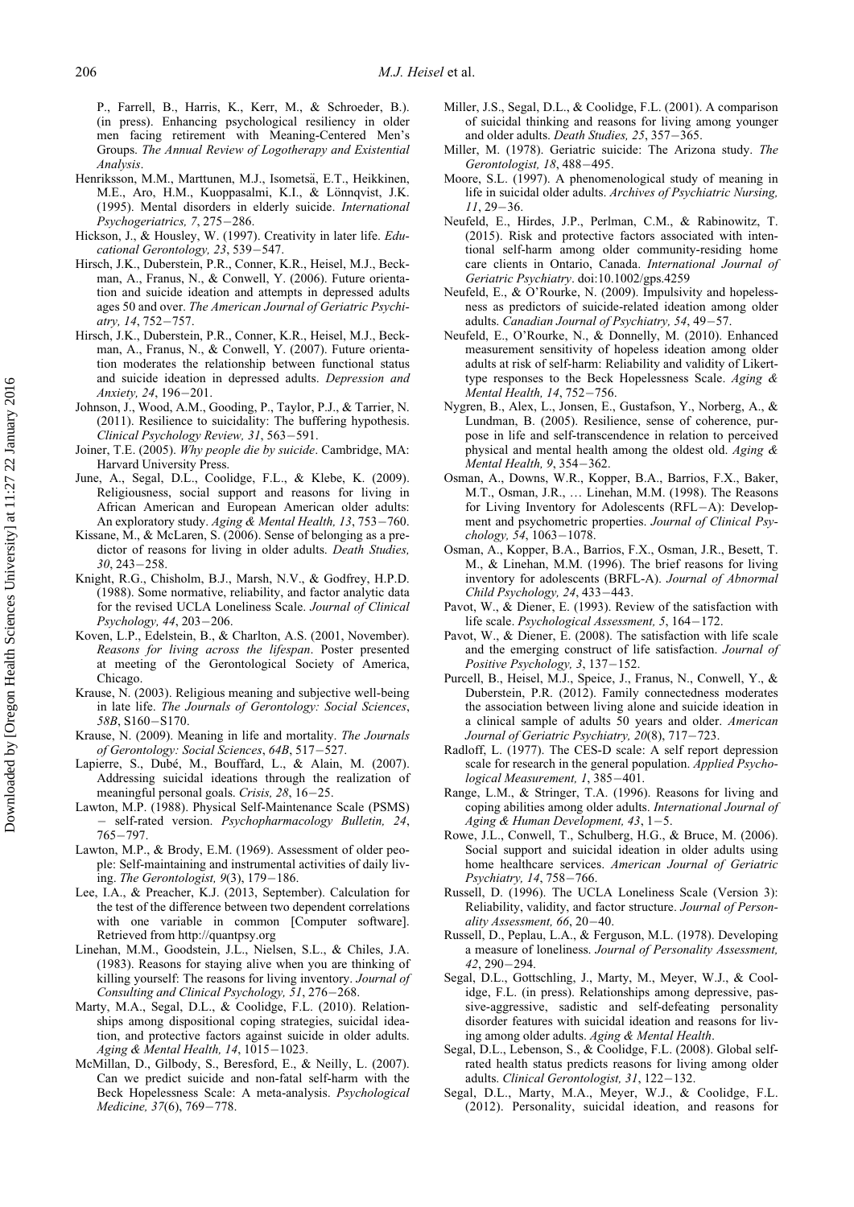P., Farrell, B., Harris, K., Kerr, M., & Schroeder, B.). (in press). Enhancing psychological resiliency in older men facing retirement with Meaning-Centered Men's Groups. *The Annual Review of Logotherapy and Existential Analysis*.

Henriksson, M.M., Marttunen, M.J., Isometsä, E.T., Heikkinen, M.E., Aro, H.M., Kuoppasalmi, K.I., & Lönnqvist, J.K. (1995). Mental disorders in elderly suicide. *International Psychogeriatrics, 7*, 275−286.

Hickson, J., & Housley, W. (1997). Creativity in later life. *Educational Gerontology, 23*, 539−547.

Hirsch, J.K., Duberstein, P.R., Conner, K.R., Heisel, M.J., Beckman, A., Franus, N., & Conwell, Y. (2006). Future orientation and suicide ideation and attempts in depressed adults ages 50 and over. *The American Journal of Geriatric Psychiatry, 14*, 752−757.

Hirsch, J.K., Duberstein, P.R., Conner, K.R., Heisel, M.J., Beckman, A., Franus, N., & Conwell, Y. (2007). Future orientation moderates the relationship between functional status and suicide ideation in depressed adults. *Depression and Anxiety, 24*, 196−201.

Johnson, J., Wood, A.M., Gooding, P., Taylor, P.J., & Tarrier, N. (2011). Resilience to suicidality: The buffering hypothesis. *Clinical Psychology Review, 31*, 563−591.

Joiner, T.E. (2005). *Why people die by suicide*. Cambridge, MA: Harvard University Press.

June, A., Segal, D.L., Coolidge, F.L., & Klebe, K. (2009). Religiousness, social support and reasons for living in African American and European American older adults: An exploratory study. *Aging & Mental Health, 13*, 753−760.

Kissane, M., & McLaren, S. (2006). Sense of belonging as a predictor of reasons for living in older adults. *Death Studies, 30*, 243−258.

Knight, R.G., Chisholm, B.J., Marsh, N.V., & Godfrey, H.P.D. (1988). Some normative, reliability, and factor analytic data for the revised UCLA Loneliness Scale. *Journal of Clinical Psychology, 44*, 203−206.

Koven, L.P., Edelstein, B., & Charlton, A.S. (2001, November). *Reasons for living across the lifespan*. Poster presented at meeting of the Gerontological Society of America, Chicago.

Krause, N. (2003). Religious meaning and subjective well-being in late life. *The Journals of Gerontology: Social Sciences, 58B*, S160−S170.

Krause, N. (2009). Meaning in life and mortality. *The Journals of Gerontology: Social Sciences, 64B*, 517−527.

Lapierre, S., Dubé, M., Bouffard, L., & Alain, M. (2007). Addressing suicidal ideations through the realization of meaningful personal goals. *Crisis, 28*, 16−25.

Lawton, M.P. (1988). Physical Self-Maintenance Scale (PSMS) − self-rated version. *Psychopharmacology Bulletin, 24*, 765−797.

Lawton, M.P., & Brody, E.M. (1969). Assessment of older people: Self-maintaining and instrumental activities of daily living. *The Gerontologist, 9*(3), 179−186.

Lee, I.A., & Preacher, K.J. (2013, September). Calculation for the test of the difference between two dependent correlations with one variable in common [Computer software]. Retrieved from http://quantpsy.org

Linehan, M.M., Goodstein, J.L., Nielsen, S.L., & Chiles, J.A. (1983). Reasons for staying alive when you are thinking of killing yourself: The reasons for living inventory. *Journal of Consulting and Clinical Psychology, 51*, 276−268.

Marty, M.A., Segal, D.L., & Coolidge, F.L. (2010). Relationships among dispositional coping strategies, suicidal ideation, and protective factors against suicide in older adults. *Aging & Mental Health, 14*, 1015−1023.

McMillan, D., Gilbody, S., Beresford, E., & Neilly, L. (2007). Can we predict suicide and non-fatal self-harm with the Beck Hopelessness Scale: A meta-analysis. *Psychological Medicine, 37*(6), 769−778.

Miller, J.S., Segal, D.L., & Coolidge, F.L. (2001). A comparison of suicidal thinking and reasons for living among younger and older adults. *Death Studies, 25*, 357−365.

Miller, M. (1978). Geriatric suicide: The Arizona study. *The Gerontologist, 18*, 488−495.

Moore, S.L. (1997). A phenomenological study of meaning in life in suicidal older adults. *Archives of Psychiatric Nursing, 11*, 29−36.

Neufeld, E., Hirdes, J.P., Perlman, C.M., & Rabinowitz, T. (2015). Risk and protective factors associated with intentional self-harm among older community-residing home care clients in Ontario, Canada. *International Journal of Geriatric Psychiatry*. doi:10.1002/gps.4259

Neufeld, E., & O'Rourke, N. (2009). Impulsivity and hopelessness as predictors of suicide-related ideation among older adults. *Canadian Journal of Psychiatry, 54*, 49−57.

Neufeld, E., O'Rourke, N., & Donnelly, M. (2010). Enhanced measurement sensitivity of hopeless ideation among older adults at risk of self-harm: Reliability and validity of Likert-type responses to the Beck Hopelessness Scale. *Aging & Mental Health, 14*, 752−756.

Nygren, B., Alex, L., Jonsen, E., Gustafson, Y., Norberg, A., & Lundman, B. (2005). Resilience, sense of coherence, purpose in life and self-transcendence in relation to perceived physical and mental health among the oldest old. *Aging & Mental Health, 9*, 354−362.

Osman, A., Downs, W.R., Kopper, B.A., Barrios, F.X., Baker, M.T., Osman, J.R., … Linehan, M.M. (1998). The Reasons for Living Inventory for Adolescents (RFL−A): Development and psychometric properties. *Journal of Clinical Psychology, 54*, 1063−1078.

Osman, A., Kopper, B.A., Barrios, F.X., Osman, J.R., Besett, T. M., & Linehan, M.M. (1996). The brief reasons for living inventory for adolescents (BRFL-A). *Journal of Abnormal Child Psychology, 24*, 433−443.

Pavot, W., & Diener, E. (1993). Review of the satisfaction with life scale. *Psychological Assessment, 5*, 164−172.

Pavot, W., & Diener, E. (2008). The satisfaction with life scale and the emerging construct of life satisfaction. *Journal of Positive Psychology, 3*, 137−152.

Purcell, B., Heisel, M.J., Speice, J., Franus, N., Conwell, Y., & Duberstein, P.R. (2012). Family connectedness moderates the association between living alone and suicide ideation in a clinical sample of adults 50 years and older. *American Journal of Geriatric Psychiatry, 20*(8), 717−723.

Radloff, L. (1977). The CES-D scale: A self report depression scale for research in the general population. *Applied Psychological Measurement, 1*, 385−401.

Range, L.M., & Stringer, T.A. (1996). Reasons for living and coping abilities among older adults. *International Journal of Aging & Human Development, 43*, 1−5.

Rowe, J.L., Conwell, T., Schulberg, H.G., & Bruce, M. (2006). Social support and suicidal ideation in older adults using home healthcare services. *American Journal of Geriatric Psychiatry, 14*, 758−766.

Russell, D. (1996). The UCLA Loneliness Scale (Version 3): Reliability, validity, and factor structure. *Journal of Personality Assessment, 66*, 20−40.

Russell, D., Peplau, L.A., & Ferguson, M.L. (1978). Developing a measure of loneliness. *Journal of Personality Assessment, 42*, 290−294.

Segal, D.L., Gottschling, J., Marty, M., Meyer, W.J., & Coolidge, F.L. (in press). Relationships among depressive, passive-aggressive, sadistic and self-defeating personality disorder features with suicidal ideation and reasons for living among older adults. *Aging & Mental Health*.

Segal, D.L., Lebenson, S., & Coolidge, F.L. (2008). Global self-rated health status predicts reasons for living among older adults. *Clinical Gerontologist, 31*, 122−132.

Segal, D.L., Marty, M.A., Meyer, W.J., & Coolidge, F.L. (2012). Personality, suicidal ideation, and reasons for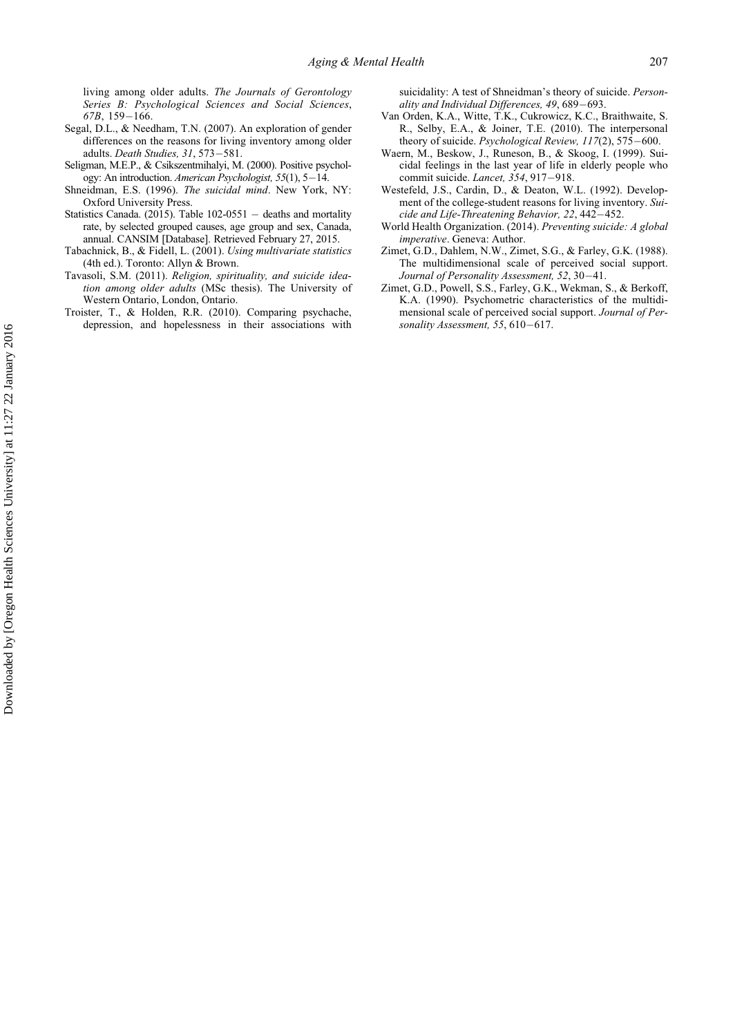living among older adults. *The Journals of Gerontology Series B: Psychological Sciences and Social Sciences*, *67B*, 159−166.

Segal, D.L., & Needham, T.N. (2007). An exploration of gender differences on the reasons for living inventory among older adults. *Death Studies, 31*, 573−581.

Seligman, M.E.P., & Csikszentmihalyi, M. (2000). Positive psychology: An introduction. *American Psychologist, 55*(1), 5−14.

Shneidman, E.S. (1996). *The suicidal mind*. New York, NY: Oxford University Press.

Statistics Canada. (2015). Table 102-0551 − deaths and mortality rate, by selected grouped causes, age group and sex, Canada, annual. CANSIM [Database]. Retrieved February 27, 2015.

Tabachnick, B., & Fidell, L. (2001). *Using multivariate statistics* (4th ed.). Toronto: Allyn & Brown.

Tavasoli, S.M. (2011). *Religion, spirituality, and suicide ideation among older adults* (MSc thesis). The University of Western Ontario, London, Ontario.

Troister, T., & Holden, R.R. (2010). Comparing psychache, depression, and hopelessness in their associations with suicidality: A test of Shneidman's theory of suicide. *Personality and Individual Differences, 49*, 689−693.

Van Orden, K.A., Witte, T.K., Cukrowicz, K.C., Braithwaite, S. R., Selby, E.A., & Joiner, T.E. (2010). The interpersonal theory of suicide. *Psychological Review, 117*(2), 575−600.

Waern, M., Beskow, J., Runeson, B., & Skoog, I. (1999). Suicidal feelings in the last year of life in elderly people who commit suicide. *Lancet, 354*, 917−918.

Westefeld, J.S., Cardin, D., & Deaton, W.L. (1992). Development of the college-student reasons for living inventory. *Suicide and Life-Threatening Behavior, 22*, 442−452.

World Health Organization. (2014). *Preventing suicide: A global imperative*. Geneva: Author.

Zimet, G.D., Dahlem, N.W., Zimet, S.G., & Farley, G.K. (1988). The multidimensional scale of perceived social support. *Journal of Personality Assessment, 52*, 30−41.

Zimet, G.D., Powell, S.S., Farley, G.K., Wekman, S., & Berkoff, K.A. (1990). Psychometric characteristics of the multidimensional scale of perceived social support. *Journal of Personality Assessment, 55*, 610−617.